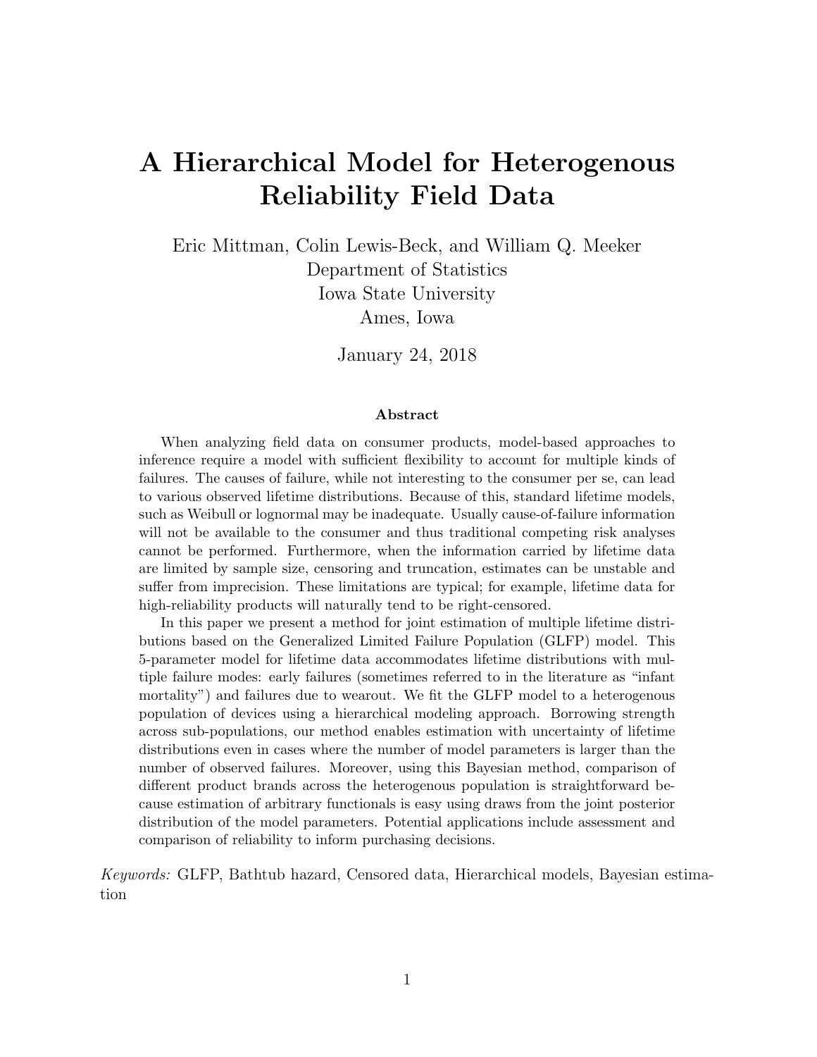# A Hierarchical Model for Heterogenous Reliability Field Data

Eric Mittman, Colin Lewis-Beck, and William Q. Meeker
Department of Statistics
Iowa State University
Ames, Iowa

January 24, 2018

### Abstract

When analyzing field data on consumer products, model-based approaches to inference require a model with sufficient flexibility to account for multiple kinds of failures. The causes of failure, while not interesting to the consumer per se, can lead to various observed lifetime distributions. Because of this, standard lifetime models, such as Weibull or lognormal may be inadequate. Usually cause-of-failure information will not be available to the consumer and thus traditional competing risk analyses cannot be performed. Furthermore, when the information carried by lifetime data are limited by sample size, censoring and truncation, estimates can be unstable and suffer from imprecision. These limitations are typical; for example, lifetime data for high-reliability products will naturally tend to be right-censored.

In this paper we present a method for joint estimation of multiple lifetime distributions based on the Generalized Limited Failure Population (GLFP) model. This 5-parameter model for lifetime data accommodates lifetime distributions with multiple failure modes: early failures (sometimes referred to in the literature as "infant mortality") and failures due to wearout. We fit the GLFP model to a heterogenous population of devices using a hierarchical modeling approach. Borrowing strength across sub-populations, our method enables estimation with uncertainty of lifetime distributions even in cases where the number of model parameters is larger than the number of observed failures. Moreover, using this Bayesian method, comparison of different product brands across the heterogenous population is straightforward because estimation of arbitrary functionals is easy using draws from the joint posterior distribution of the model parameters. Potential applications include assessment and comparison of reliability to inform purchasing decisions.

*Keywords:* GLFP, Bathtub hazard, Censored data, Hierarchical models, Bayesian estimation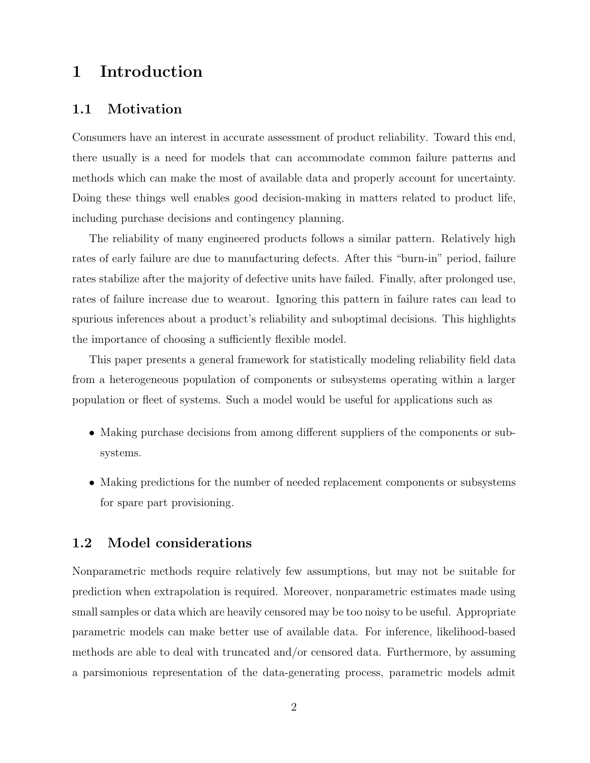# 1 Introduction

## 1.1 Motivation

Consumers have an interest in accurate assessment of product reliability. Toward this end, there usually is a need for models that can accommodate common failure patterns and methods which can make the most of available data and properly account for uncertainty. Doing these things well enables good decision-making in matters related to product life, including purchase decisions and contingency planning.

The reliability of many engineered products follows a similar pattern. Relatively high rates of early failure are due to manufacturing defects. After this "burn-in" period, failure rates stabilize after the majority of defective units have failed. Finally, after prolonged use, rates of failure increase due to wearout. Ignoring this pattern in failure rates can lead to spurious inferences about a product's reliability and suboptimal decisions. This highlights the importance of choosing a sufficiently flexible model.

This paper presents a general framework for statistically modeling reliability field data from a heterogeneous population of components or subsystems operating within a larger population or fleet of systems. Such a model would be useful for applications such as

- Making purchase decisions from among different suppliers of the components or subsystems.
- Making predictions for the number of needed replacement components or subsystems for spare part provisioning.

## 1.2 Model considerations

Nonparametric methods require relatively few assumptions, but may not be suitable for prediction when extrapolation is required. Moreover, nonparametric estimates made using small samples or data which are heavily censored may be too noisy to be useful. Appropriate parametric models can make better use of available data. For inference, likelihood-based methods are able to deal with truncated and/or censored data. Furthermore, by assuming a parsimonious representation of the data-generating process, parametric models admit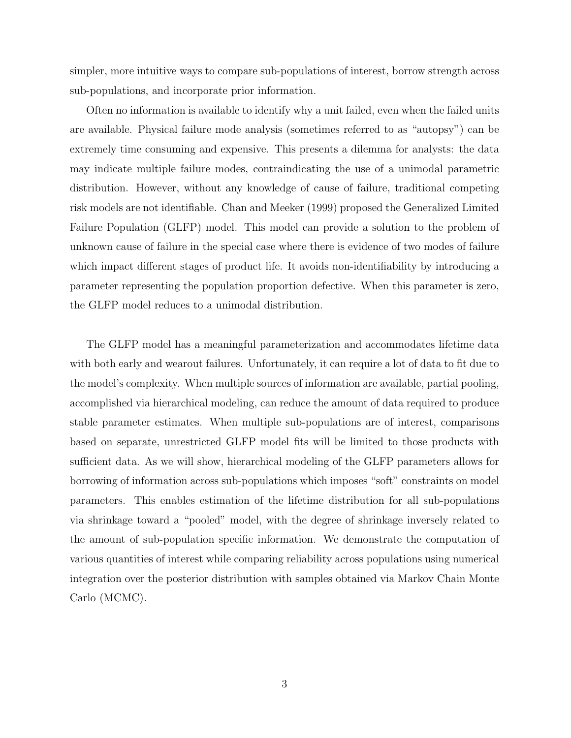simpler, more intuitive ways to compare sub-populations of interest, borrow strength across sub-populations, and incorporate prior information.

Often no information is available to identify why a unit failed, even when the failed units are available. Physical failure mode analysis (sometimes referred to as "autopsy") can be extremely time consuming and expensive. This presents a dilemma for analysts: the data may indicate multiple failure modes, contraindicating the use of a unimodal parametric distribution. However, without any knowledge of cause of failure, traditional competing risk models are not identifiable. Chan and Meeker (1999) proposed the Generalized Limited Failure Population (GLFP) model. This model can provide a solution to the problem of unknown cause of failure in the special case where there is evidence of two modes of failure which impact different stages of product life. It avoids non-identifiability by introducing a parameter representing the population proportion defective. When this parameter is zero, the GLFP model reduces to a unimodal distribution.

The GLFP model has a meaningful parameterization and accommodates lifetime data with both early and wearout failures. Unfortunately, it can require a lot of data to fit due to the model's complexity. When multiple sources of information are available, partial pooling, accomplished via hierarchical modeling, can reduce the amount of data required to produce stable parameter estimates. When multiple sub-populations are of interest, comparisons based on separate, unrestricted GLFP model fits will be limited to those products with sufficient data. As we will show, hierarchical modeling of the GLFP parameters allows for borrowing of information across sub-populations which imposes "soft" constraints on model parameters. This enables estimation of the lifetime distribution for all sub-populations via shrinkage toward a "pooled" model, with the degree of shrinkage inversely related to the amount of sub-population specific information. We demonstrate the computation of various quantities of interest while comparing reliability across populations using numerical integration over the posterior distribution with samples obtained via Markov Chain Monte Carlo (MCMC).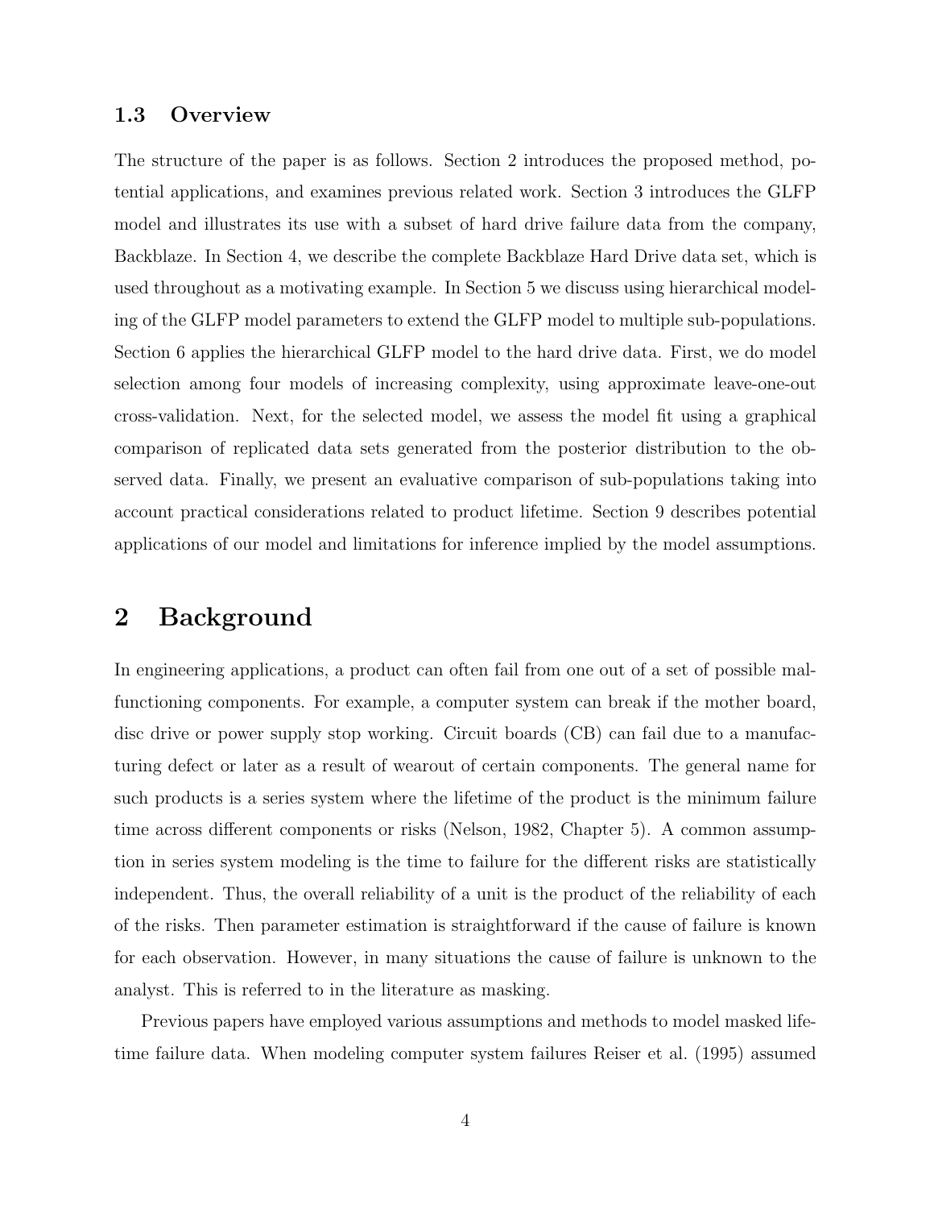### 1.3 Overview

The structure of the paper is as follows. Section 2 introduces the proposed method, potential applications, and examines previous related work. Section 3 introduces the GLFP model and illustrates its use with a subset of hard drive failure data from the company, Backblaze. In Section 4, we describe the complete Backblaze Hard Drive data set, which is used throughout as a motivating example. In Section 5 we discuss using hierarchical modeling of the GLFP model parameters to extend the GLFP model to multiple sub-populations. Section 6 applies the hierarchical GLFP model to the hard drive data. First, we do model selection among four models of increasing complexity, using approximate leave-one-out cross-validation. Next, for the selected model, we assess the model fit using a graphical comparison of replicated data sets generated from the posterior distribution to the observed data. Finally, we present an evaluative comparison of sub-populations taking into account practical considerations related to product lifetime. Section 9 describes potential applications of our model and limitations for inference implied by the model assumptions.

## 2 Background

In engineering applications, a product can often fail from one out of a set of possible malfunctioning components. For example, a computer system can break if the mother board, disc drive or power supply stop working. Circuit boards (CB) can fail due to a manufacturing defect or later as a result of wearout of certain components. The general name for such products is a series system where the lifetime of the product is the minimum failure time across different components or risks (Nelson, 1982, Chapter 5). A common assumption in series system modeling is the time to failure for the different risks are statistically independent. Thus, the overall reliability of a unit is the product of the reliability of each of the risks. Then parameter estimation is straightforward if the cause of failure is known for each observation. However, in many situations the cause of failure is unknown to the analyst. This is referred to in the literature as masking.

Previous papers have employed various assumptions and methods to model masked lifetime failure data. When modeling computer system failures Reiser et al. (1995) assumed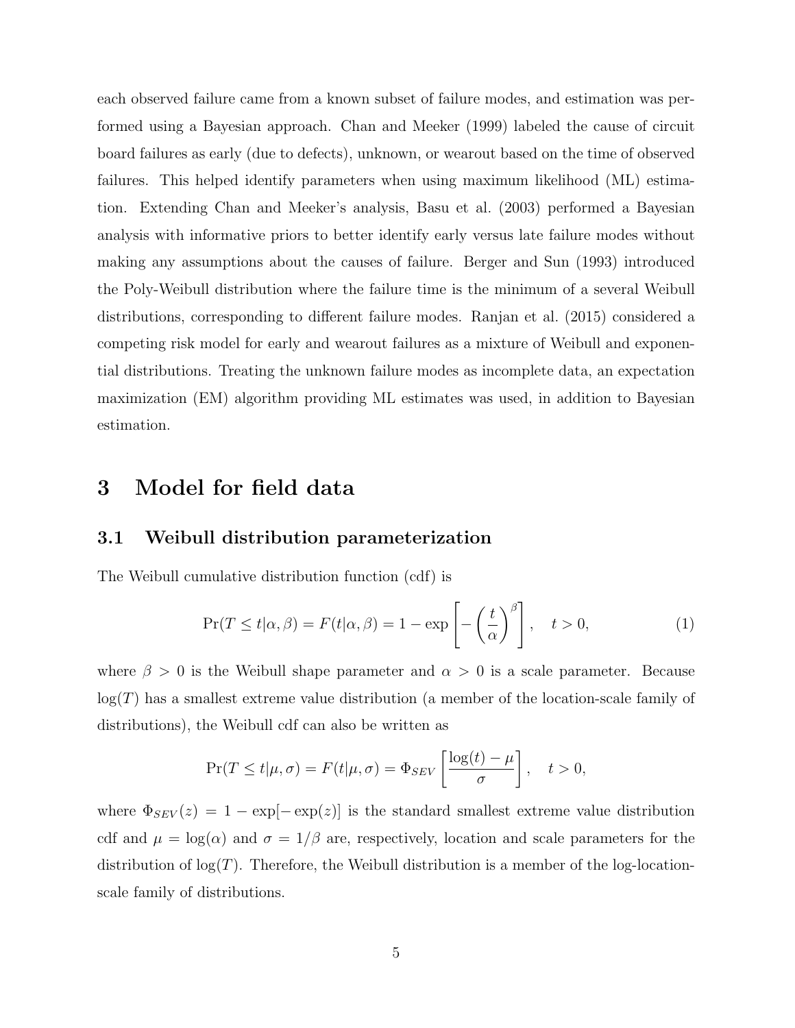each observed failure came from a known subset of failure modes, and estimation was performed using a Bayesian approach. Chan and Meeker (1999) labeled the cause of circuit board failures as early (due to defects), unknown, or wearout based on the time of observed failures. This helped identify parameters when using maximum likelihood (ML) estimation. Extending Chan and Meeker's analysis, Basu et al. (2003) performed a Bayesian analysis with informative priors to better identify early versus late failure modes without making any assumptions about the causes of failure. Berger and Sun (1993) introduced the Poly-Weibull distribution where the failure time is the minimum of a several Weibull distributions, corresponding to different failure modes. Ranjan et al. (2015) considered a competing risk model for early and wearout failures as a mixture of Weibull and exponential distributions. Treating the unknown failure modes as incomplete data, an expectation maximization (EM) algorithm providing ML estimates was used, in addition to Bayesian estimation.

# 3 Model for field data

## 3.1 Weibull distribution parameterization

The Weibull cumulative distribution function (cdf) is

$$\Pr(T \le t|\alpha, \beta) = F(t|\alpha, \beta) = 1 - \exp\left[-\left(\frac{t}{\alpha}\right)^{\beta}\right], \quad t > 0, \tag{1}$$

where $\beta > 0$ is the Weibull shape parameter and $\alpha > 0$ is a scale parameter. Because $\log(T)$ has a smallest extreme value distribution (a member of the location-scale family of distributions), the Weibull cdf can also be written as

$$\Pr(T \le t|\mu, \sigma) = F(t|\mu, \sigma) = \Phi_{SEV}\left[\frac{\log(t) - \mu}{\sigma}\right], \quad t > 0,$$

where $\Phi_{SEV}(z) = 1 - \exp[-\exp(z)]$ is the standard smallest extreme value distribution cdf and $\mu = \log(\alpha)$ and $\sigma = 1/\beta$ are, respectively, location and scale parameters for the distribution of $\log(T)$. Therefore, the Weibull distribution is a member of the log-location-scale family of distributions.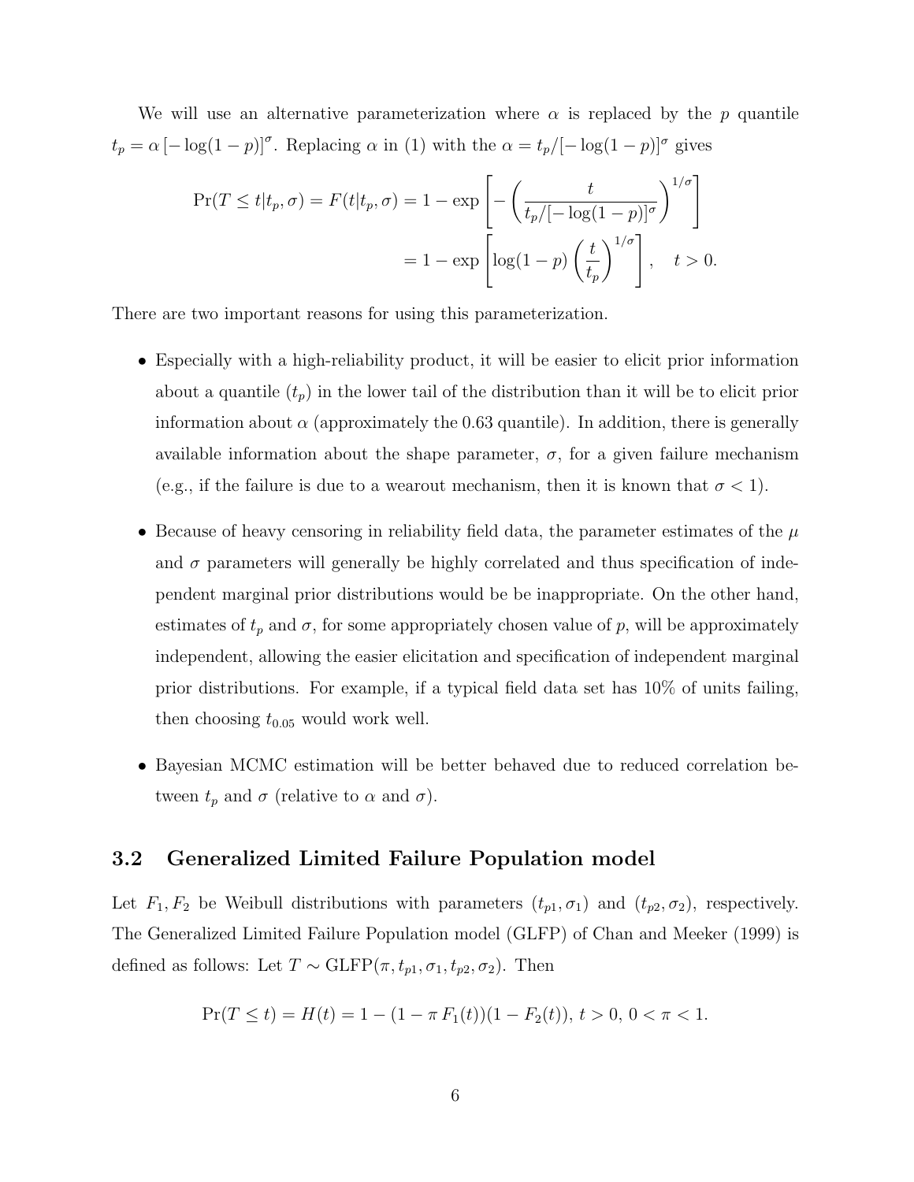We will use an alternative parameterization where $\alpha$ is replaced by the $p$ quantile $t_p = \alpha \left[-\log(1-p)\right]^{\sigma}$. Replacing $\alpha$ in (1) with the $\alpha = t_p/[-\log(1-p)]^{\sigma}$ gives

$$
\begin{aligned}
\Pr(T \leq t | t_p, \sigma) = F(t | t_p, \sigma) &= 1 - \exp\left[ -\left( \frac{t}{t_p/[-\log(1-p)]^{\sigma}} \right)^{1/\sigma} \right] \\
&= 1 - \exp\left[ \log(1-p) \left( \frac{t}{t_p} \right)^{1/\sigma} \right], \quad t > 0.
\end{aligned}
$$

There are two important reasons for using this parameterization.

- Especially with a high-reliability product, it will be easier to elicit prior information about a quantile ($t_p$) in the lower tail of the distribution than it will be to elicit prior information about $\alpha$ (approximately the 0.63 quantile). In addition, there is generally available information about the shape parameter, $\sigma$, for a given failure mechanism (e.g., if the failure is due to a wearout mechanism, then it is known that $\sigma < 1$).
- Because of heavy censoring in reliability field data, the parameter estimates of the $\mu$ and $\sigma$ parameters will generally be highly correlated and thus specification of independent marginal prior distributions would be be inappropriate. On the other hand, estimates of $t_p$ and $\sigma$, for some appropriately chosen value of $p$, will be approximately independent, allowing the easier elicitation and specification of independent marginal prior distributions. For example, if a typical field data set has 10% of units failing, then choosing $t_{0.05}$ would work well.
- Bayesian MCMC estimation will be better behaved due to reduced correlation between $t_p$ and $\sigma$ (relative to $\alpha$ and $\sigma$).

## 3.2 Generalized Limited Failure Population model

Let $F_1, F_2$ be Weibull distributions with parameters $(t_{p1}, \sigma_1)$ and $(t_{p2}, \sigma_2)$, respectively. The Generalized Limited Failure Population model (GLFP) of Chan and Meeker (1999) is defined as follows: Let $T \sim \text{GLFP}(\pi, t_{p1}, \sigma_1, t_{p2}, \sigma_2)$. Then

$$
\Pr(T \leq t) = H(t) = 1 - (1 - \pi\, F_1(t))(1 - F_2(t)),\ t > 0,\ 0 < \pi < 1.
$$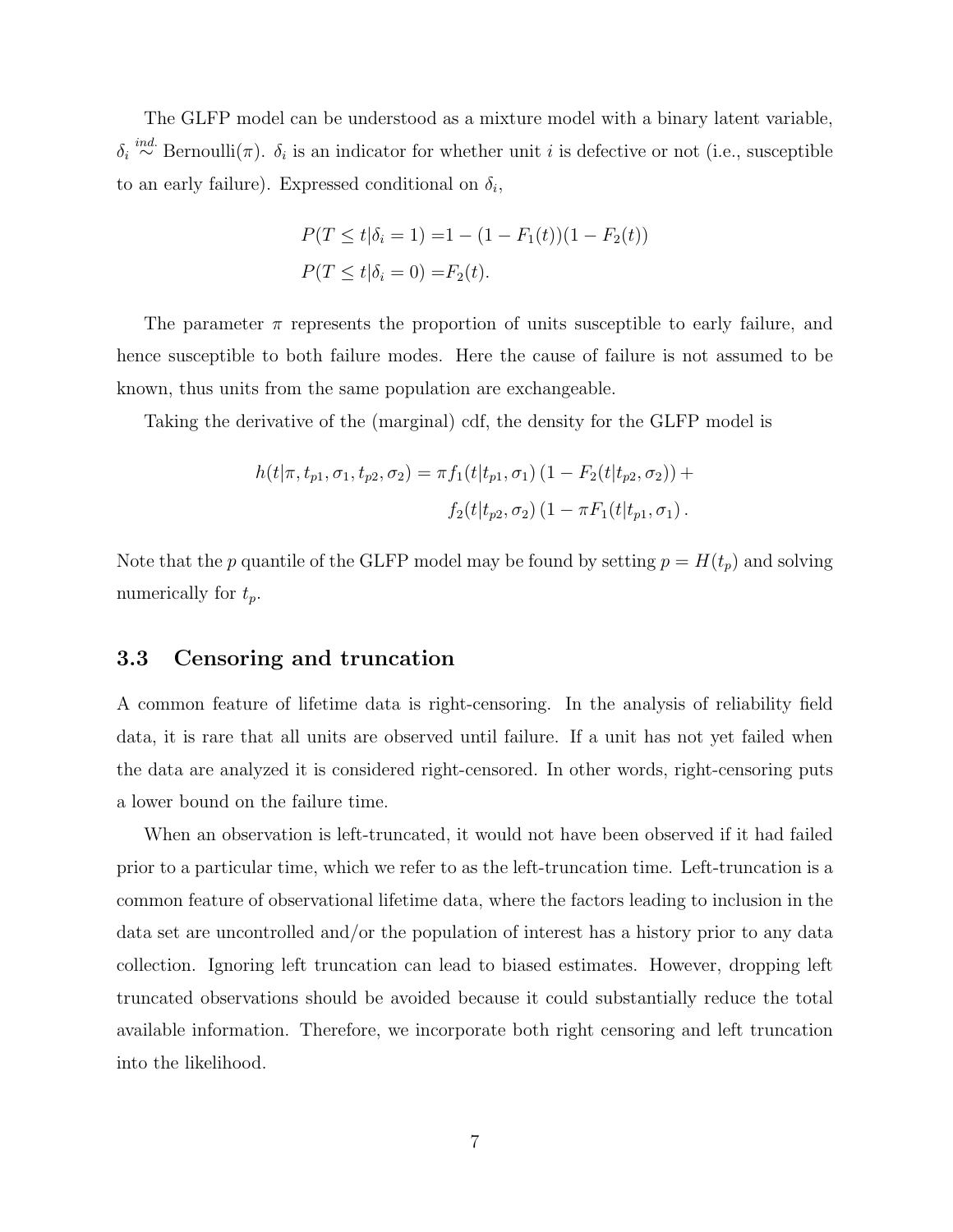The GLFP model can be understood as a mixture model with a binary latent variable, $\delta_i \overset{ind.}{\sim} \text{Bernoulli}(\pi)$. $\delta_i$ is an indicator for whether unit $i$ is defective or not (i.e., susceptible to an early failure). Expressed conditional on $\delta_i$,

$$
\begin{aligned}
P(T \leq t|\delta_i = 1) =& 1 - (1 - F_1(t))(1 - F_2(t)) \\
P(T \leq t|\delta_i = 0) =& F_2(t).
\end{aligned}
$$

The parameter $\pi$ represents the proportion of units susceptible to early failure, and hence susceptible to both failure modes. Here the cause of failure is not assumed to be known, thus units from the same population are exchangeable.

Taking the derivative of the (marginal) cdf, the density for the GLFP model is

$$
\begin{aligned}
h(t|\pi, t_{p1}, \sigma_1, t_{p2}, \sigma_2) = \pi f_1(t|t_{p1}, \sigma_1) \left(1 - F_2(t|t_{p2}, \sigma_2)\right) + \\
f_2(t|t_{p2}, \sigma_2) \left(1 - \pi F_1(t|t_{p1}, \sigma_1)\right).
\end{aligned}
$$

Note that the $p$ quantile of the GLFP model may be found by setting $p = H(t_p)$ and solving numerically for $t_p$.

### 3.3 Censoring and truncation

A common feature of lifetime data is right-censoring. In the analysis of reliability field data, it is rare that all units are observed until failure. If a unit has not yet failed when the data are analyzed it is considered right-censored. In other words, right-censoring puts a lower bound on the failure time.

When an observation is left-truncated, it would not have been observed if it had failed prior to a particular time, which we refer to as the left-truncation time. Left-truncation is a common feature of observational lifetime data, where the factors leading to inclusion in the data set are uncontrolled and/or the population of interest has a history prior to any data collection. Ignoring left truncation can lead to biased estimates. However, dropping left truncated observations should be avoided because it could substantially reduce the total available information. Therefore, we incorporate both right censoring and left truncation into the likelihood.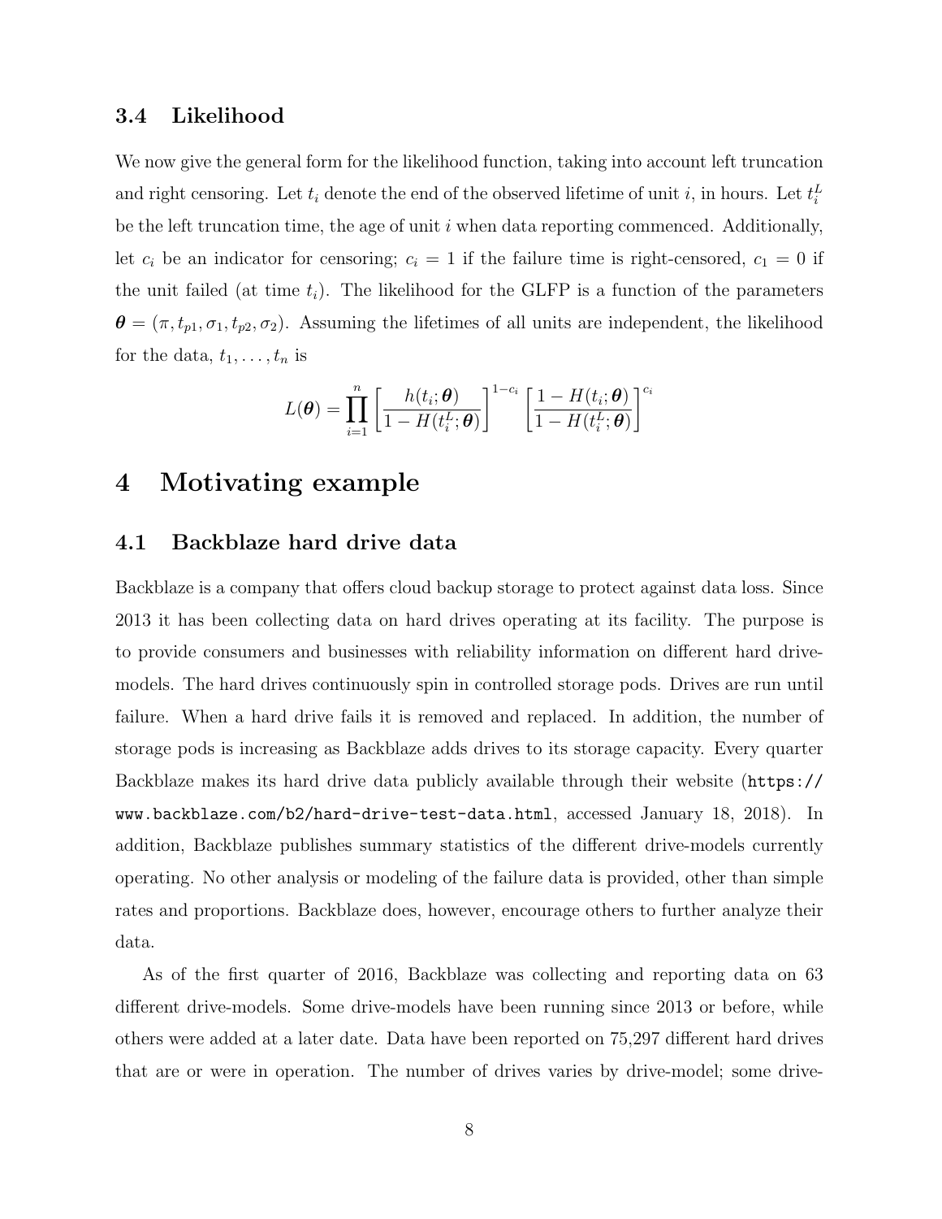### 3.4 Likelihood

We now give the general form for the likelihood function, taking into account left truncation and right censoring. Let $t_i$ denote the end of the observed lifetime of unit $i$, in hours. Let $t_i^L$ be the left truncation time, the age of unit $i$ when data reporting commenced. Additionally, let $c_i$ be an indicator for censoring; $c_i = 1$ if the failure time is right-censored, $c_1 = 0$ if the unit failed (at time $t_i$). The likelihood for the GLFP is a function of the parameters $\boldsymbol{\theta} = (\pi, t_{p1}, \sigma_1, t_{p2}, \sigma_2)$. Assuming the lifetimes of all units are independent, the likelihood for the data, $t_1, \ldots, t_n$ is

$$L(\boldsymbol{\theta}) = \prod_{i=1}^{n} \left[ \frac{h(t_i; \boldsymbol{\theta})}{1 - H(t_i^L; \boldsymbol{\theta})} \right]^{1-c_i} \left[ \frac{1 - H(t_i; \boldsymbol{\theta})}{1 - H(t_i^L; \boldsymbol{\theta})} \right]^{c_i}$$

## 4 Motivating example

### 4.1 Backblaze hard drive data

Backblaze is a company that offers cloud backup storage to protect against data loss. Since 2013 it has been collecting data on hard drives operating at its facility. The purpose is to provide consumers and businesses with reliability information on different hard drive-models. The hard drives continuously spin in controlled storage pods. Drives are run until failure. When a hard drive fails it is removed and replaced. In addition, the number of storage pods is increasing as Backblaze adds drives to its storage capacity. Every quarter Backblaze makes its hard drive data publicly available through their website (`https://www.backblaze.com/b2/hard-drive-test-data.html`, accessed January 18, 2018). In addition, Backblaze publishes summary statistics of the different drive-models currently operating. No other analysis or modeling of the failure data is provided, other than simple rates and proportions. Backblaze does, however, encourage others to further analyze their data.

As of the first quarter of 2016, Backblaze was collecting and reporting data on 63 different drive-models. Some drive-models have been running since 2013 or before, while others were added at a later date. Data have been reported on 75,297 different hard drives that are or were in operation. The number of drives varies by drive-model; some drive-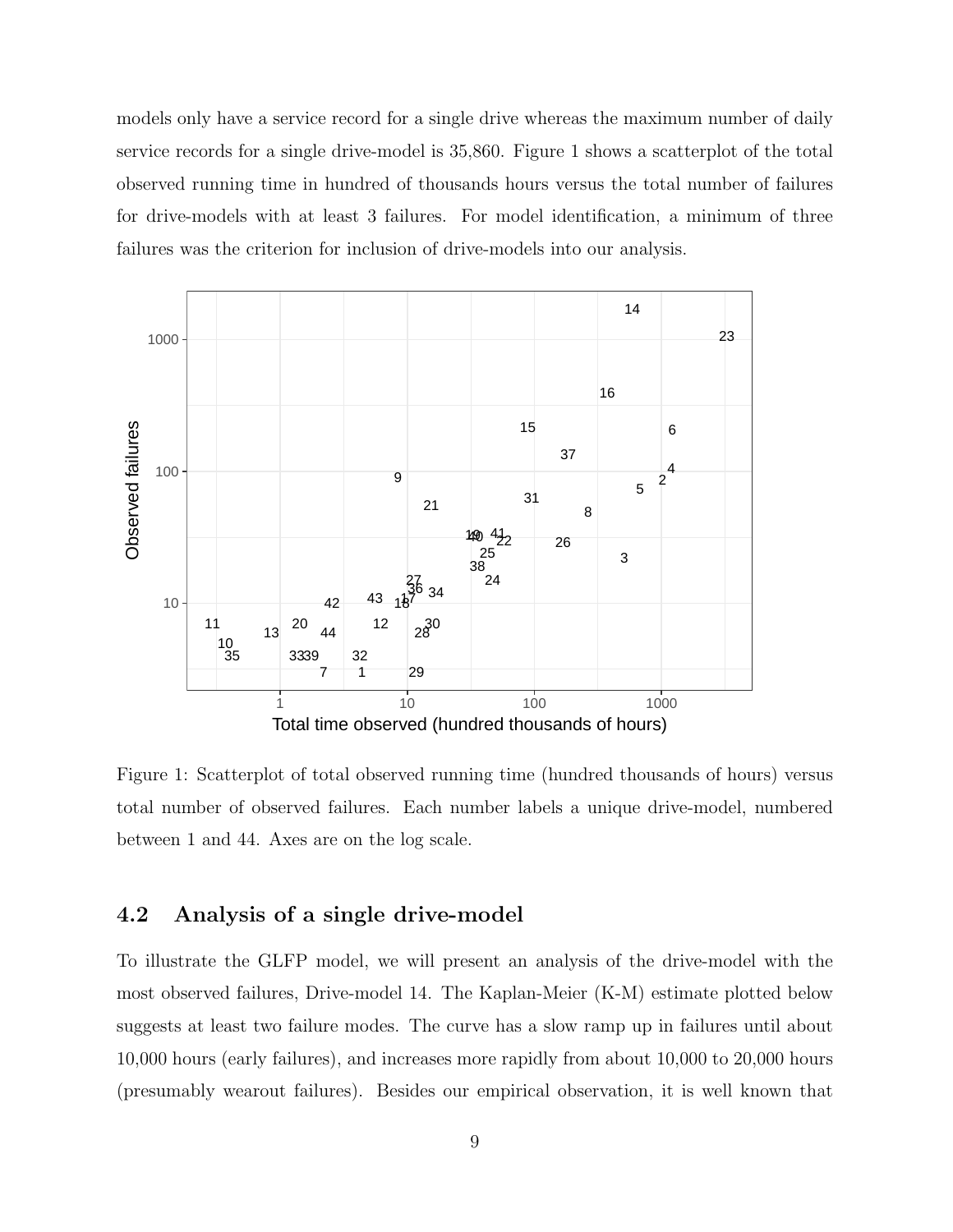models only have a service record for a single drive whereas the maximum number of daily service records for a single drive-model is 35,860. Figure 1 shows a scatterplot of the total observed running time in hundred of thousands hours versus the total number of failures for drive-models with at least 3 failures. For model identification, a minimum of three failures was the criterion for inclusion of drive-models into our analysis.

Figure 1: Scatterplot of total observed running time (hundred thousands of hours) versus total number of observed failures. Each number labels a unique drive-model, numbered between 1 and 44. Axes are on the log scale.

## 4.2 Analysis of a single drive-model

To illustrate the GLFP model, we will present an analysis of the drive-model with the most observed failures, Drive-model 14. The Kaplan-Meier (K-M) estimate plotted below suggests at least two failure modes. The curve has a slow ramp up in failures until about 10,000 hours (early failures), and increases more rapidly from about 10,000 to 20,000 hours (presumably wearout failures). Besides our empirical observation, it is well known that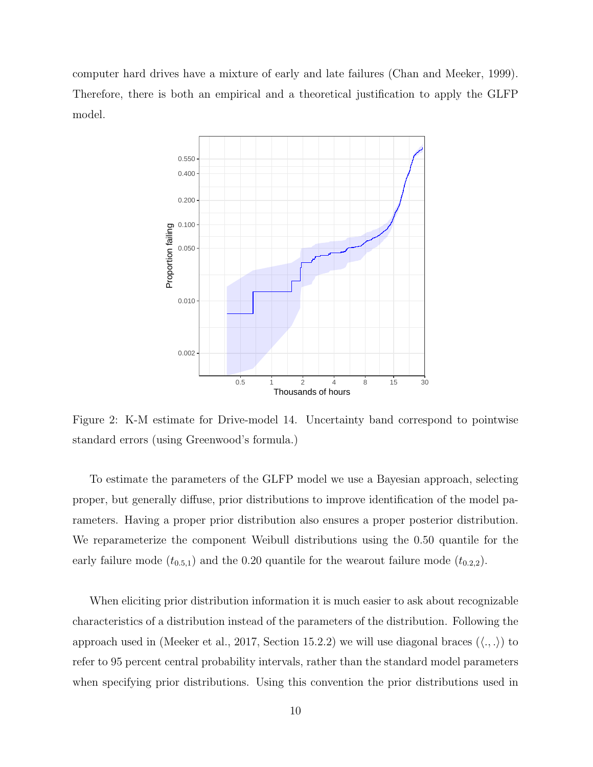computer hard drives have a mixture of early and late failures (Chan and Meeker, 1999). Therefore, there is both an empirical and a theoretical justification to apply the GLFP model.

Figure 2: K-M estimate for Drive-model 14. Uncertainty band correspond to pointwise standard errors (using Greenwood's formula.)

To estimate the parameters of the GLFP model we use a Bayesian approach, selecting proper, but generally diffuse, prior distributions to improve identification of the model parameters. Having a proper prior distribution also ensures a proper posterior distribution. We reparameterize the component Weibull distributions using the 0.50 quantile for the early failure mode ($t_{0.5,1}$) and the 0.20 quantile for the wearout failure mode ($t_{0.2,2}$).

When eliciting prior distribution information it is much easier to ask about recognizable characteristics of a distribution instead of the parameters of the distribution. Following the approach used in (Meeker et al., 2017, Section 15.2.2) we will use diagonal braces ($\langle .,. \rangle$) to refer to 95 percent central probability intervals, rather than the standard model parameters when specifying prior distributions. Using this convention the prior distributions used in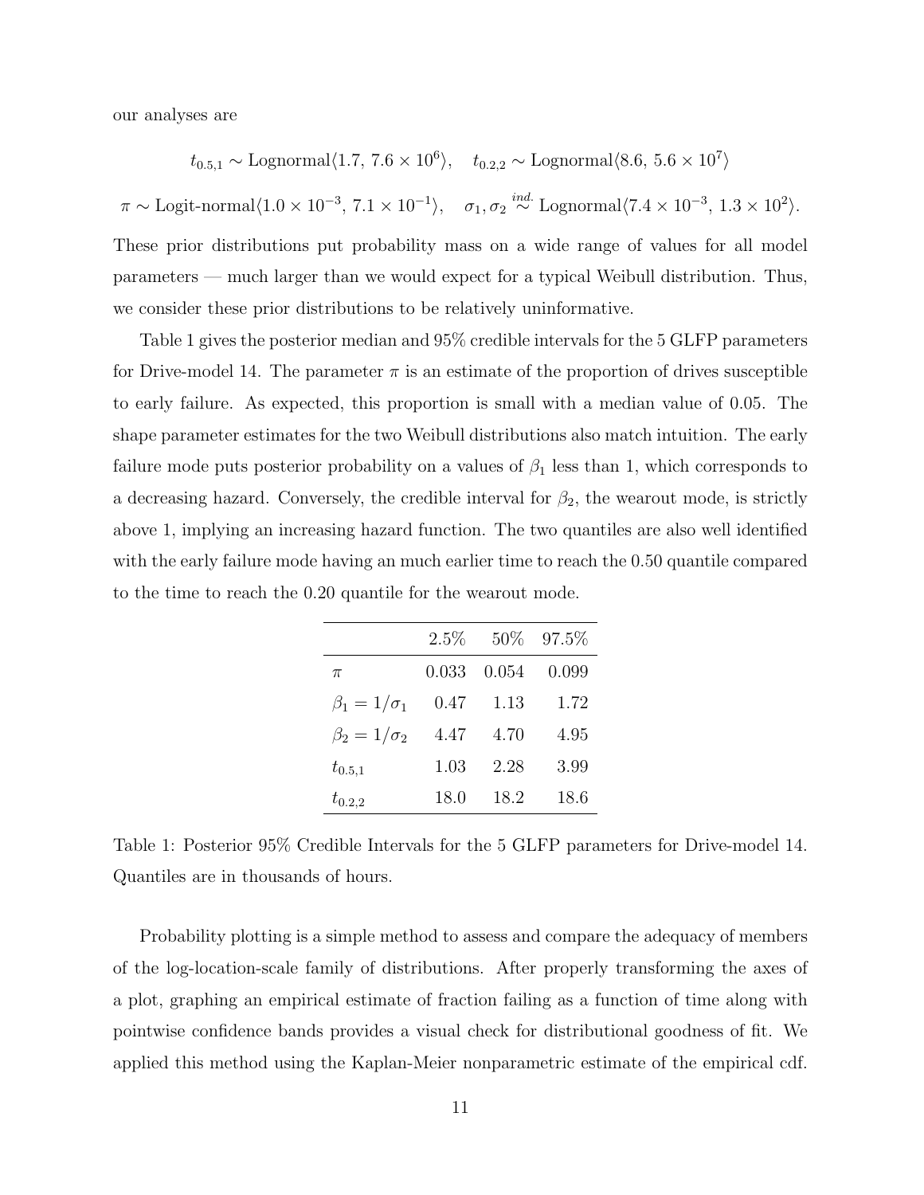our analyses are

$$t_{0.5,1} \sim \text{Lognormal}\langle 1.7,\, 7.6 \times 10^{6} \rangle, \quad t_{0.2,2} \sim \text{Lognormal}\langle 8.6,\, 5.6 \times 10^{7} \rangle$$

$$\pi \sim \text{Logit-normal}\langle 1.0 \times 10^{-3},\, 7.1 \times 10^{-1} \rangle, \quad \sigma_1, \sigma_2 \overset{ind.}{\sim} \text{Lognormal}\langle 7.4 \times 10^{-3},\, 1.3 \times 10^{2} \rangle.$$

These prior distributions put probability mass on a wide range of values for all model parameters — much larger than we would expect for a typical Weibull distribution. Thus, we consider these prior distributions to be relatively uninformative.

Table 1 gives the posterior median and 95% credible intervals for the 5 GLFP parameters for Drive-model 14. The parameter $\pi$ is an estimate of the proportion of drives susceptible to early failure. As expected, this proportion is small with a median value of 0.05. The shape parameter estimates for the two Weibull distributions also match intuition. The early failure mode puts posterior probability on a values of $\beta_1$ less than 1, which corresponds to a decreasing hazard. Conversely, the credible interval for $\beta_2$, the wearout mode, is strictly above 1, implying an increasing hazard function. The two quantiles are also well identified with the early failure mode having an much earlier time to reach the 0.50 quantile compared to the time to reach the 0.20 quantile for the wearout mode.

| | 2.5% | 50% | 97.5% |
|---|---|---|---|
| $\pi$ | 0.033 | 0.054 | 0.099 |
| $\beta_1 = 1/\sigma_1$ | 0.47 | 1.13 | 1.72 |
| $\beta_2 = 1/\sigma_2$ | 4.47 | 4.70 | 4.95 |
| $t_{0.5,1}$ | 1.03 | 2.28 | 3.99 |
| $t_{0.2,2}$ | 18.0 | 18.2 | 18.6 |

Table 1: Posterior 95% Credible Intervals for the 5 GLFP parameters for Drive-model 14. Quantiles are in thousands of hours.

Probability plotting is a simple method to assess and compare the adequacy of members of the log-location-scale family of distributions. After properly transforming the axes of a plot, graphing an empirical estimate of fraction failing as a function of time along with pointwise confidence bands provides a visual check for distributional goodness of fit. We applied this method using the Kaplan-Meier nonparametric estimate of the empirical cdf.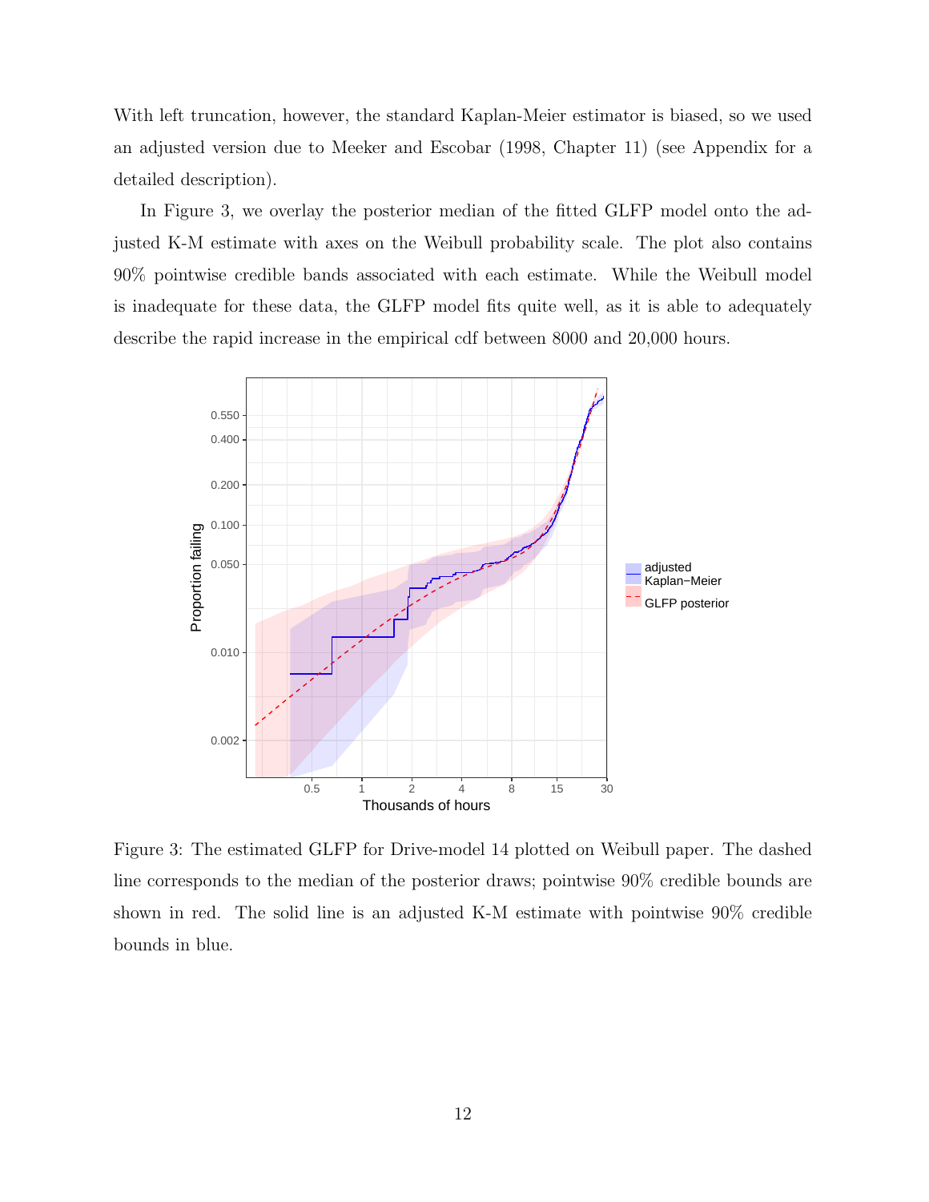With left truncation, however, the standard Kaplan-Meier estimator is biased, so we used an adjusted version due to Meeker and Escobar (1998, Chapter 11) (see Appendix for a detailed description).

In Figure 3, we overlay the posterior median of the fitted GLFP model onto the adjusted K-M estimate with axes on the Weibull probability scale. The plot also contains 90% pointwise credible bands associated with each estimate. While the Weibull model is inadequate for these data, the GLFP model fits quite well, as it is able to adequately describe the rapid increase in the empirical cdf between 8000 and 20,000 hours.

Figure 3: The estimated GLFP for Drive-model 14 plotted on Weibull paper. The dashed line corresponds to the median of the posterior draws; pointwise 90% credible bounds are shown in red. The solid line is an adjusted K-M estimate with pointwise 90% credible bounds in blue.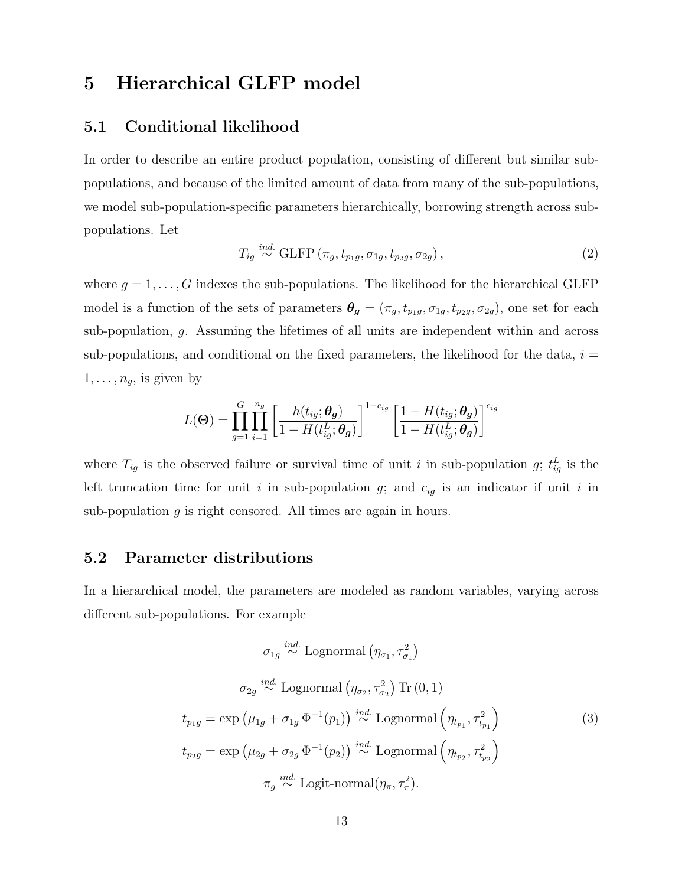# 5 Hierarchical GLFP model

## 5.1 Conditional likelihood

In order to describe an entire product population, consisting of different but similar sub-populations, and because of the limited amount of data from many of the sub-populations, we model sub-population-specific parameters hierarchically, borrowing strength across sub-populations. Let

$$T_{ig} \overset{ind.}{\sim} \text{GLFP}\left(\pi_g, t_{p_1 g}, \sigma_{1g}, t_{p_2 g}, \sigma_{2g}\right), \tag{2}$$

where $g = 1, \ldots, G$ indexes the sub-populations. The likelihood for the hierarchical GLFP model is a function of the sets of parameters $\boldsymbol{\theta_g} = (\pi_g, t_{p_1 g}, \sigma_{1g}, t_{p_2 g}, \sigma_{2g})$, one set for each sub-population, $g$. Assuming the lifetimes of all units are independent within and across sub-populations, and conditional on the fixed parameters, the likelihood for the data, $i = 1, \ldots, n_g$, is given by

$$L(\boldsymbol{\Theta}) = \prod_{g=1}^{G} \prod_{i=1}^{n_g} \left[ \frac{h(t_{ig}; \boldsymbol{\theta_g})}{1 - H(t_{ig}^L; \boldsymbol{\theta_g})} \right]^{1 - c_{ig}} \left[ \frac{1 - H(t_{ig}; \boldsymbol{\theta_g})}{1 - H(t_{ig}^L; \boldsymbol{\theta_g})} \right]^{c_{ig}}$$

where $T_{ig}$ is the observed failure or survival time of unit $i$ in sub-population $g$; $t_{ig}^L$ is the left truncation time for unit $i$ in sub-population $g$; and $c_{ig}$ is an indicator if unit $i$ in sub-population $g$ is right censored. All times are again in hours.

## 5.2 Parameter distributions

In a hierarchical model, the parameters are modeled as random variables, varying across different sub-populations. For example

$$\begin{aligned}
\sigma_{1g} &\overset{ind.}{\sim} \text{Lognormal}\left(\eta_{\sigma_1}, \tau_{\sigma_1}^2\right) \\
\sigma_{2g} &\overset{ind.}{\sim} \text{Lognormal}\left(\eta_{\sigma_2}, \tau_{\sigma_2}^2\right) \text{Tr}\left(0, 1\right) \\
t_{p_1 g} = \exp\left(\mu_{1g} + \sigma_{1g}\, \Phi^{-1}(p_1)\right) &\overset{ind.}{\sim} \text{Lognormal}\left(\eta_{t_{p_1}}, \tau_{t_{p_1}}^2\right) \\
t_{p_2 g} = \exp\left(\mu_{2g} + \sigma_{2g}\, \Phi^{-1}(p_2)\right) &\overset{ind.}{\sim} \text{Lognormal}\left(\eta_{t_{p_2}}, \tau_{t_{p_2}}^2\right) \\
\pi_g &\overset{ind.}{\sim} \text{Logit-normal}(\eta_\pi, \tau_\pi^2).
\end{aligned} \tag{3}$$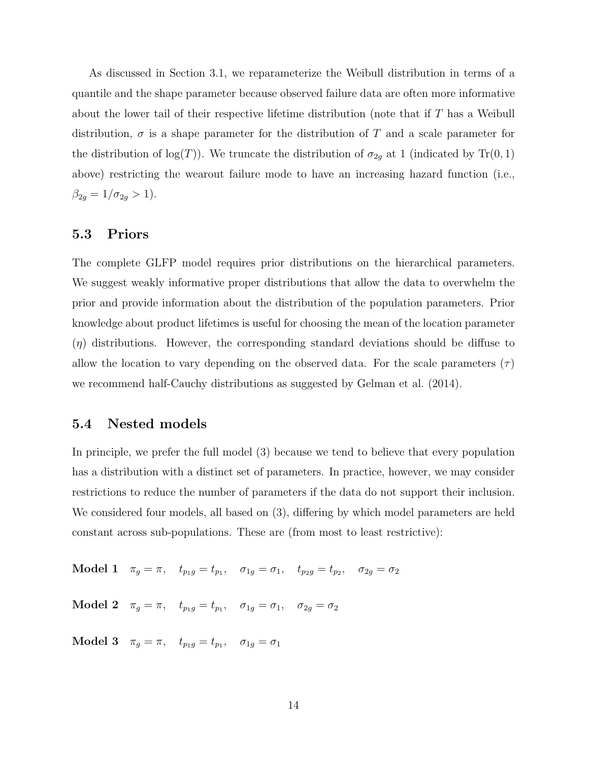As discussed in Section 3.1, we reparameterize the Weibull distribution in terms of a quantile and the shape parameter because observed failure data are often more informative about the lower tail of their respective lifetime distribution (note that if $T$ has a Weibull distribution, $\sigma$ is a shape parameter for the distribution of $T$ and a scale parameter for the distribution of $\log(T)$). We truncate the distribution of $\sigma_{2g}$ at 1 (indicated by $\text{Tr}(0, 1)$ above) restricting the wearout failure mode to have an increasing hazard function (i.e., $\beta_{2g} = 1/\sigma_{2g} > 1$).

## 5.3 Priors

The complete GLFP model requires prior distributions on the hierarchical parameters. We suggest weakly informative proper distributions that allow the data to overwhelm the prior and provide information about the distribution of the population parameters. Prior knowledge about product lifetimes is useful for choosing the mean of the location parameter ($\eta$) distributions. However, the corresponding standard deviations should be diffuse to allow the location to vary depending on the observed data. For the scale parameters ($\tau$) we recommend half-Cauchy distributions as suggested by Gelman et al. (2014).

## 5.4 Nested models

In principle, we prefer the full model (3) because we tend to believe that every population has a distribution with a distinct set of parameters. In practice, however, we may consider restrictions to reduce the number of parameters if the data do not support their inclusion. We considered four models, all based on (3), differing by which model parameters are held constant across sub-populations. These are (from most to least restrictive):

**Model 1** $\pi_g = \pi, \quad t_{p_1 g} = t_{p_1}, \quad \sigma_{1g} = \sigma_1, \quad t_{p_2 g} = t_{p_2}, \quad \sigma_{2g} = \sigma_2$

**Model 2** $\pi_g = \pi, \quad t_{p_1 g} = t_{p_1}, \quad \sigma_{1g} = \sigma_1, \quad \sigma_{2g} = \sigma_2$

**Model 3** $\pi_g = \pi, \quad t_{p_1 g} = t_{p_1}, \quad \sigma_{1g} = \sigma_1$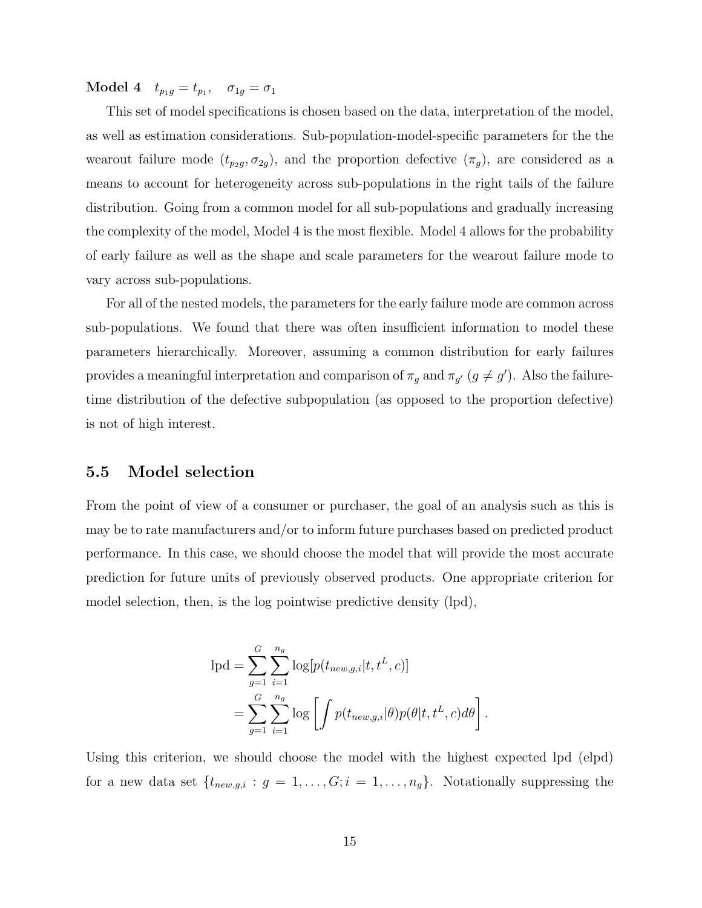**Model 4** $t_{p_1 g} = t_{p_1}, \quad \sigma_{1g} = \sigma_1$

This set of model specifications is chosen based on the data, interpretation of the model, as well as estimation considerations. Sub-population-model-specific parameters for the the wearout failure mode ($t_{p_2 g}, \sigma_{2g}$), and the proportion defective ($\pi_g$), are considered as a means to account for heterogeneity across sub-populations in the right tails of the failure distribution. Going from a common model for all sub-populations and gradually increasing the complexity of the model, Model 4 is the most flexible. Model 4 allows for the probability of early failure as well as the shape and scale parameters for the wearout failure mode to vary across sub-populations.

For all of the nested models, the parameters for the early failure mode are common across sub-populations. We found that there was often insufficient information to model these parameters hierarchically. Moreover, assuming a common distribution for early failures provides a meaningful interpretation and comparison of $\pi_g$ and $\pi_{g'}$ ($g \neq g'$). Also the failure-time distribution of the defective subpopulation (as opposed to the proportion defective) is not of high interest.

## 5.5 Model selection

From the point of view of a consumer or purchaser, the goal of an analysis such as this is may be to rate manufacturers and/or to inform future purchases based on predicted product performance. In this case, we should choose the model that will provide the most accurate prediction for future units of previously observed products. One appropriate criterion for model selection, then, is the log pointwise predictive density (lpd),

$$
\begin{aligned}
\text{lpd} &= \sum_{g=1}^{G} \sum_{i=1}^{n_g} \log[p(t_{new,g,i} | t, t^L, c)] \\
&= \sum_{g=1}^{G} \sum_{i=1}^{n_g} \log \left[ \int p(t_{new,g,i} | \theta) p(\theta | t, t^L, c) d\theta \right].
\end{aligned}
$$

Using this criterion, we should choose the model with the highest expected lpd (elpd) for a new data set $\{t_{new,g,i} : g = 1, \ldots, G; i = 1, \ldots, n_g\}$. Notationally suppressing the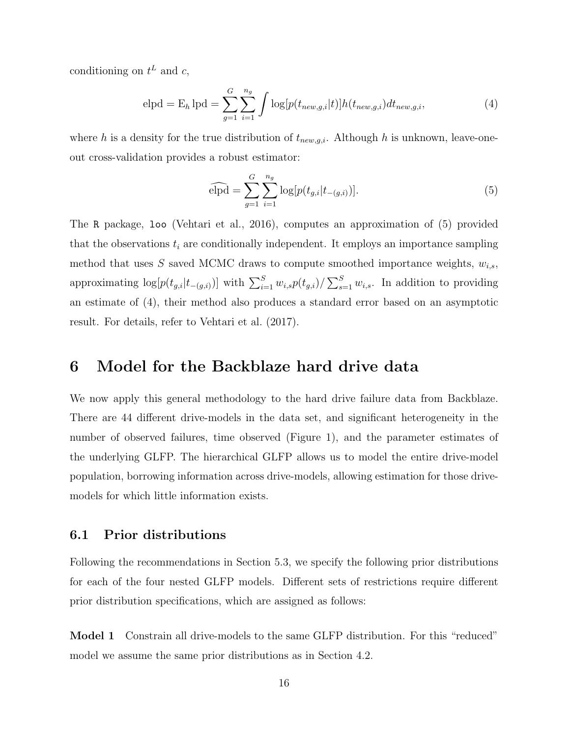conditioning on $t^L$ and $c$,

$$\text{elpd} = \text{E}_h \,\text{lpd} = \sum_{g=1}^{G} \sum_{i=1}^{n_g} \int \log[p(t_{new,g,i}|t)] h(t_{new,g,i}) dt_{new,g,i}, \tag{4}$$

where $h$ is a density for the true distribution of $t_{new,g,i}$. Although $h$ is unknown, leave-one-out cross-validation provides a robust estimator:

$$\widehat{\text{elpd}} = \sum_{g=1}^{G} \sum_{i=1}^{n_g} \log[p(t_{g,i}|t_{-(g,i)})]. \tag{5}$$

The `R` package, `loo` (Vehtari et al., 2016), computes an approximation of (5) provided that the observations $t_i$ are conditionally independent. It employs an importance sampling method that uses $S$ saved MCMC draws to compute smoothed importance weights, $w_{i,s}$, approximating $\log[p(t_{g,i}|t_{-(g,i)})]$ with $\sum_{i=1}^{S} w_{i,s} p(t_{g,i}) / \sum_{s=1}^{S} w_{i,s}$. In addition to providing an estimate of (4), their method also produces a standard error based on an asymptotic result. For details, refer to Vehtari et al. (2017).

# 6 Model for the Backblaze hard drive data

We now apply this general methodology to the hard drive failure data from Backblaze. There are 44 different drive-models in the data set, and significant heterogeneity in the number of observed failures, time observed (Figure 1), and the parameter estimates of the underlying GLFP. The hierarchical GLFP allows us to model the entire drive-model population, borrowing information across drive-models, allowing estimation for those drive-models for which little information exists.

## 6.1 Prior distributions

Following the recommendations in Section 5.3, we specify the following prior distributions for each of the four nested GLFP models. Different sets of restrictions require different prior distribution specifications, which are assigned as follows:

**Model 1** Constrain all drive-models to the same GLFP distribution. For this "reduced" model we assume the same prior distributions as in Section 4.2.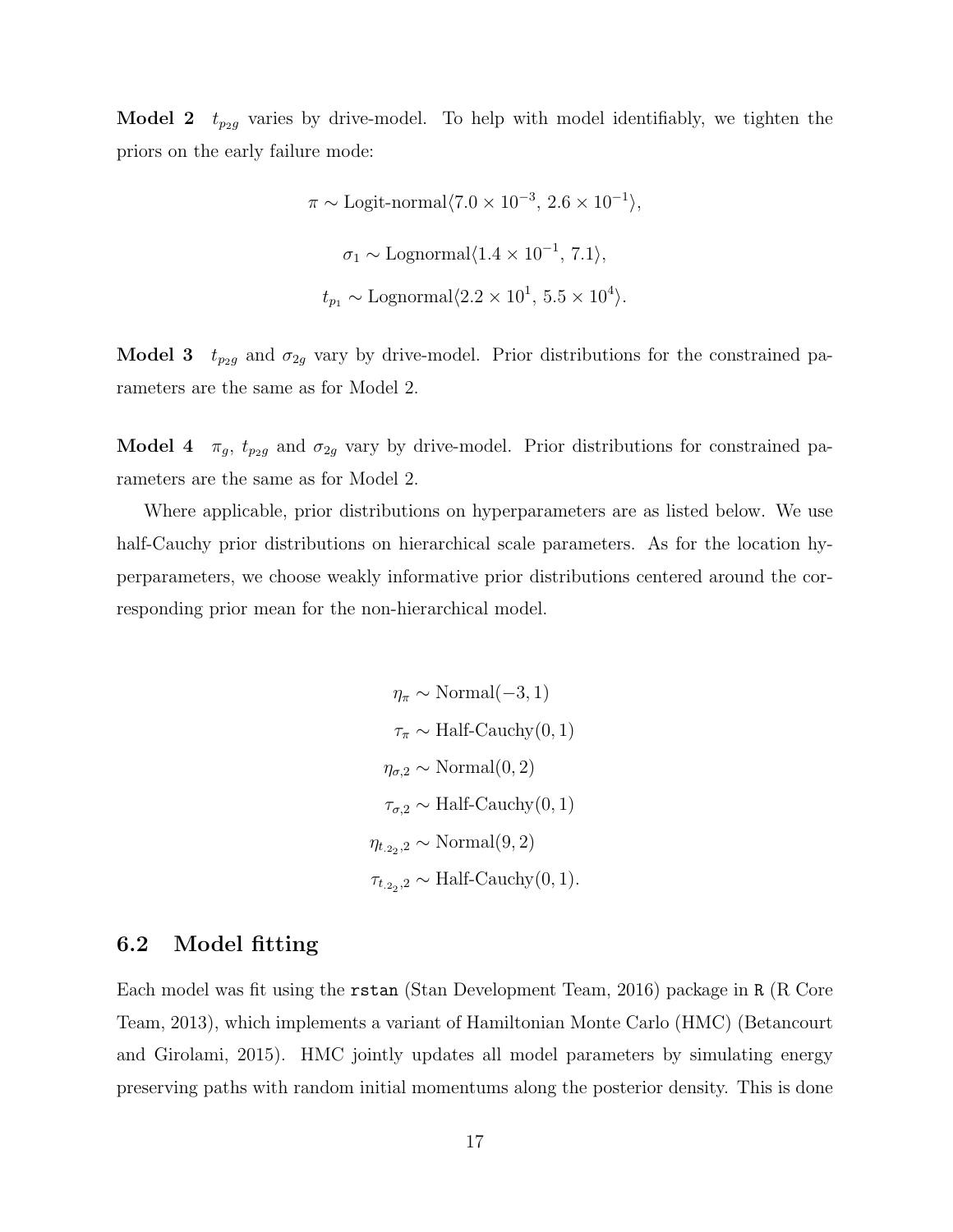**Model 2** $t_{p_2 g}$ varies by drive-model. To help with model identifiably, we tighten the priors on the early failure mode:

$$\pi \sim \text{Logit-normal}\langle 7.0 \times 10^{-3},\, 2.6 \times 10^{-1} \rangle,$$

$$\sigma_1 \sim \text{Lognormal}\langle 1.4 \times 10^{-1},\, 7.1 \rangle,$$

$$t_{p_1} \sim \text{Lognormal}\langle 2.2 \times 10^{1},\, 5.5 \times 10^{4} \rangle.$$

**Model 3** $t_{p_2 g}$ and $\sigma_{2g}$ vary by drive-model. Prior distributions for the constrained parameters are the same as for Model 2.

**Model 4** $\pi_g$, $t_{p_2 g}$ and $\sigma_{2g}$ vary by drive-model. Prior distributions for constrained parameters are the same as for Model 2.

Where applicable, prior distributions on hyperparameters are as listed below. We use half-Cauchy prior distributions on hierarchical scale parameters. As for the location hyperparameters, we choose weakly informative prior distributions centered around the corresponding prior mean for the non-hierarchical model.

$$\begin{aligned}
\eta_\pi &\sim \text{Normal}(-3, 1) \\
\tau_\pi &\sim \text{Half-Cauchy}(0, 1) \\
\eta_{\sigma,2} &\sim \text{Normal}(0, 2) \\
\tau_{\sigma,2} &\sim \text{Half-Cauchy}(0, 1) \\
\eta_{t_{\cdot 2_2},2} &\sim \text{Normal}(9, 2) \\
\tau_{t_{\cdot 2_2},2} &\sim \text{Half-Cauchy}(0, 1).
\end{aligned}$$

## 6.2 Model fitting

Each model was fit using the `rstan` (Stan Development Team, 2016) package in `R` (R Core Team, 2013), which implements a variant of Hamiltonian Monte Carlo (HMC) (Betancourt and Girolami, 2015). HMC jointly updates all model parameters by simulating energy preserving paths with random initial momentums along the posterior density. This is done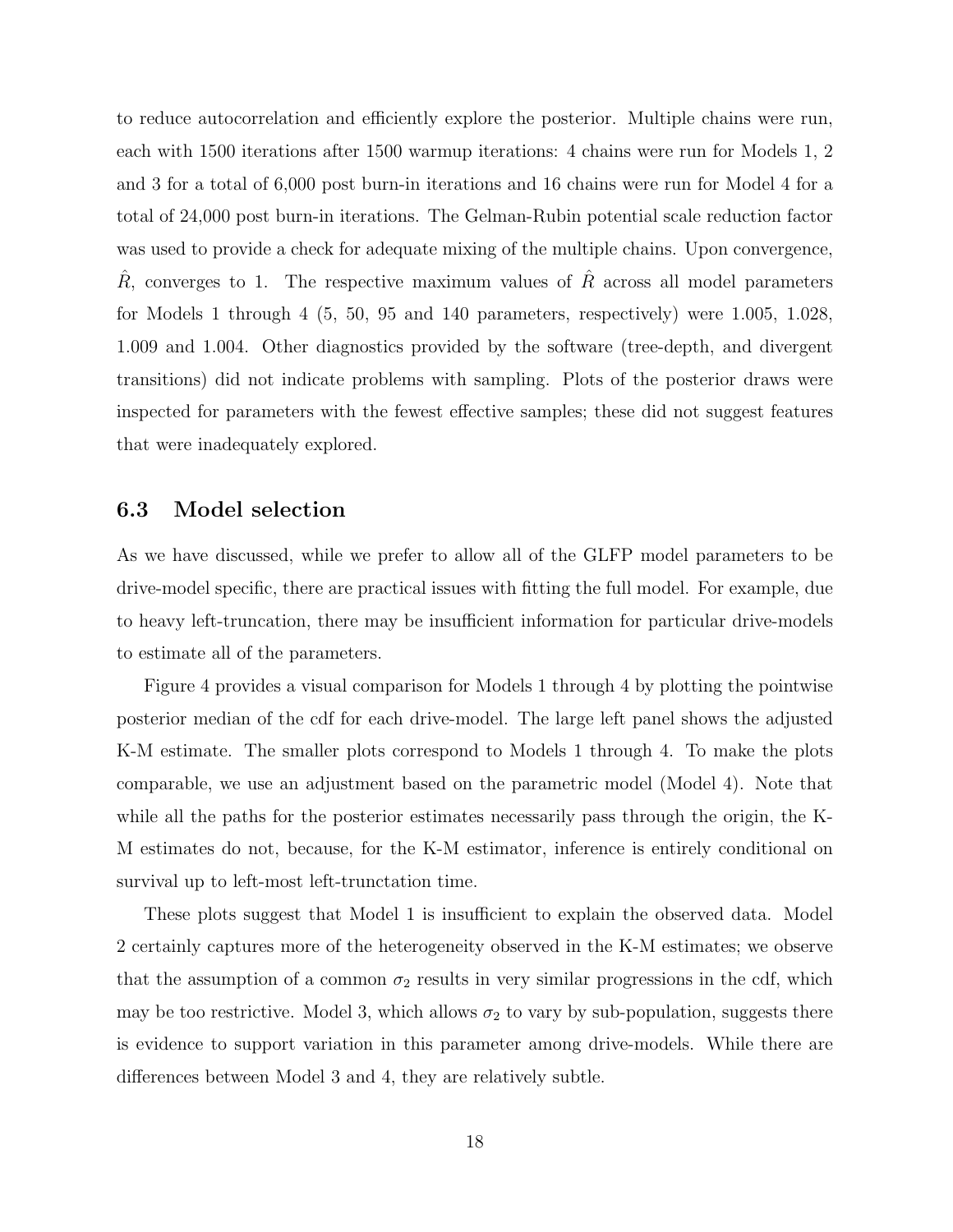to reduce autocorrelation and efficiently explore the posterior. Multiple chains were run, each with 1500 iterations after 1500 warmup iterations: 4 chains were run for Models 1, 2 and 3 for a total of 6,000 post burn-in iterations and 16 chains were run for Model 4 for a total of 24,000 post burn-in iterations. The Gelman-Rubin potential scale reduction factor was used to provide a check for adequate mixing of the multiple chains. Upon convergence, $\hat{R}$, converges to 1. The respective maximum values of $\hat{R}$ across all model parameters for Models 1 through 4 (5, 50, 95 and 140 parameters, respectively) were 1.005, 1.028, 1.009 and 1.004. Other diagnostics provided by the software (tree-depth, and divergent transitions) did not indicate problems with sampling. Plots of the posterior draws were inspected for parameters with the fewest effective samples; these did not suggest features that were inadequately explored.

### 6.3 Model selection

As we have discussed, while we prefer to allow all of the GLFP model parameters to be drive-model specific, there are practical issues with fitting the full model. For example, due to heavy left-truncation, there may be insufficient information for particular drive-models to estimate all of the parameters.

Figure 4 provides a visual comparison for Models 1 through 4 by plotting the pointwise posterior median of the cdf for each drive-model. The large left panel shows the adjusted K-M estimate. The smaller plots correspond to Models 1 through 4. To make the plots comparable, we use an adjustment based on the parametric model (Model 4). Note that while all the paths for the posterior estimates necessarily pass through the origin, the K-M estimates do not, because, for the K-M estimator, inference is entirely conditional on survival up to left-most left-trunctation time.

These plots suggest that Model 1 is insufficient to explain the observed data. Model 2 certainly captures more of the heterogeneity observed in the K-M estimates; we observe that the assumption of a common $\sigma_2$ results in very similar progressions in the cdf, which may be too restrictive. Model 3, which allows $\sigma_2$ to vary by sub-population, suggests there is evidence to support variation in this parameter among drive-models. While there are differences between Model 3 and 4, they are relatively subtle.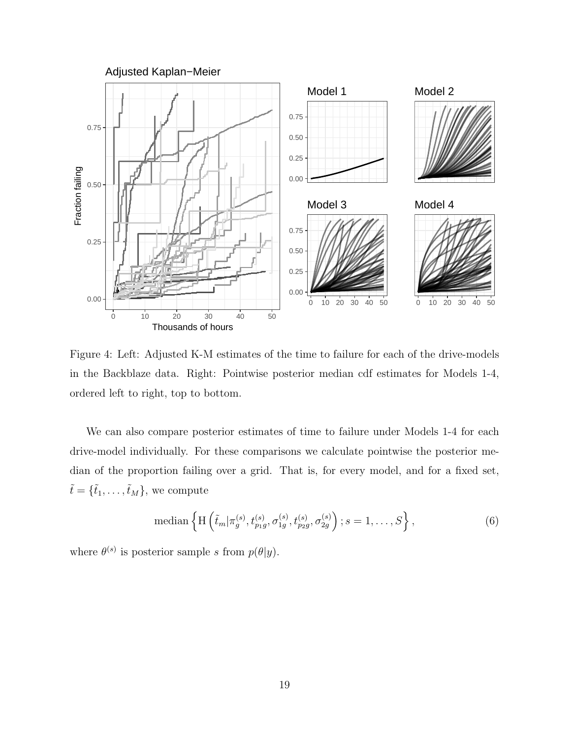Figure 4: Left: Adjusted K-M estimates of the time to failure for each of the drive-models in the Backblaze data. Right: Pointwise posterior median cdf estimates for Models 1-4, ordered left to right, top to bottom.

We can also compare posterior estimates of time to failure under Models 1-4 for each drive-model individually. For these comparisons we calculate pointwise the posterior median of the proportion failing over a grid. That is, for every model, and for a fixed set, $\tilde{t} = \{\tilde{t}_1, \ldots, \tilde{t}_M\}$, we compute

$$\text{median}\left\{ \text{H}\left(\tilde{t}_m | \pi_g^{(s)}, t_{p_1 g}^{(s)}, \sigma_{1g}^{(s)}, t_{p_2 g}^{(s)}, \sigma_{2g}^{(s)}\right); s = 1, \ldots, S \right\}, \tag{6}$$

where $\theta^{(s)}$ is posterior sample $s$ from $p(\theta|y)$.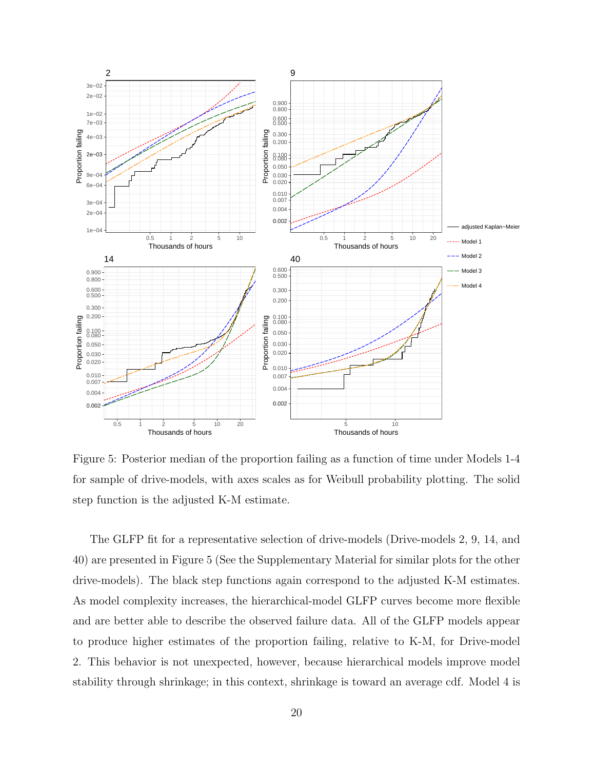Figure 5: Posterior median of the proportion failing as a function of time under Models 1-4 for sample of drive-models, with axes scales as for Weibull probability plotting. The solid step function is the adjusted K-M estimate.

The GLFP fit for a representative selection of drive-models (Drive-models 2, 9, 14, and 40) are presented in Figure 5 (See the Supplementary Material for similar plots for the other drive-models). The black step functions again correspond to the adjusted K-M estimates. As model complexity increases, the hierarchical-model GLFP curves become more flexible and are better able to describe the observed failure data. All of the GLFP models appear to produce higher estimates of the proportion failing, relative to K-M, for Drive-model 2. This behavior is not unexpected, however, because hierarchical models improve model stability through shrinkage; in this context, shrinkage is toward an average cdf. Model 4 is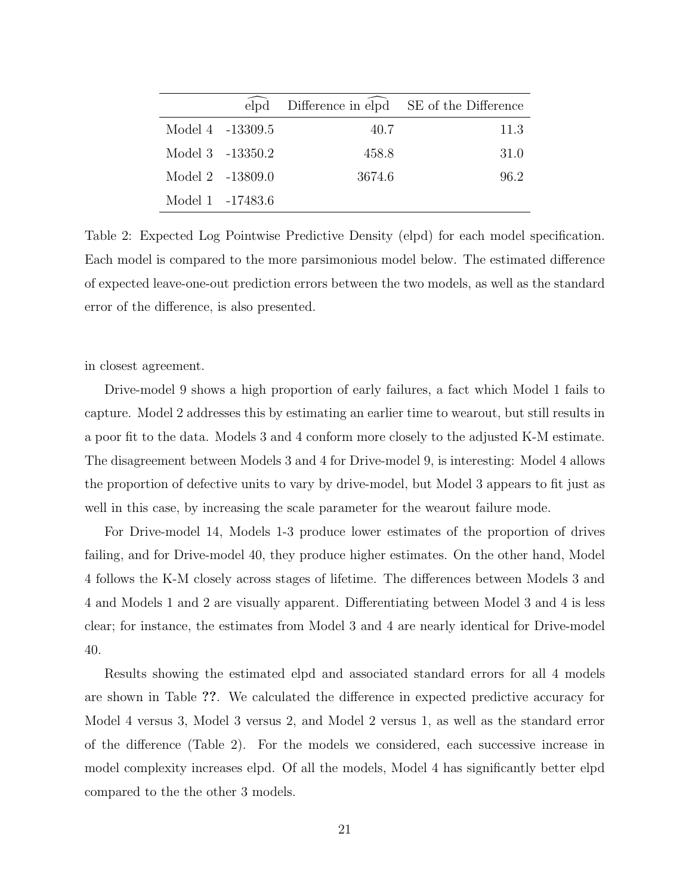| | $\widehat{\text{elpd}}$ | Difference in $\widehat{\text{elpd}}$ | SE of the Difference |
|---|---|---|---|
| Model 4 | -13309.5 | 40.7 | 11.3 |
| Model 3 | -13350.2 | 458.8 | 31.0 |
| Model 2 | -13809.0 | 3674.6 | 96.2 |
| Model 1 | -17483.6 | | |

Table 2: Expected Log Pointwise Predictive Density (elpd) for each model specification. Each model is compared to the more parsimonious model below. The estimated difference of expected leave-one-out prediction errors between the two models, as well as the standard error of the difference, is also presented.

in closest agreement.

Drive-model 9 shows a high proportion of early failures, a fact which Model 1 fails to capture. Model 2 addresses this by estimating an earlier time to wearout, but still results in a poor fit to the data. Models 3 and 4 conform more closely to the adjusted K-M estimate. The disagreement between Models 3 and 4 for Drive-model 9, is interesting: Model 4 allows the proportion of defective units to vary by drive-model, but Model 3 appears to fit just as well in this case, by increasing the scale parameter for the wearout failure mode.

For Drive-model 14, Models 1-3 produce lower estimates of the proportion of drives failing, and for Drive-model 40, they produce higher estimates. On the other hand, Model 4 follows the K-M closely across stages of lifetime. The differences between Models 3 and 4 and Models 1 and 2 are visually apparent. Differentiating between Model 3 and 4 is less clear; for instance, the estimates from Model 3 and 4 are nearly identical for Drive-model 40.

Results showing the estimated elpd and associated standard errors for all 4 models are shown in Table **??**. We calculated the difference in expected predictive accuracy for Model 4 versus 3, Model 3 versus 2, and Model 2 versus 1, as well as the standard error of the difference (Table 2). For the models we considered, each successive increase in model complexity increases elpd. Of all the models, Model 4 has significantly better elpd compared to the the other 3 models.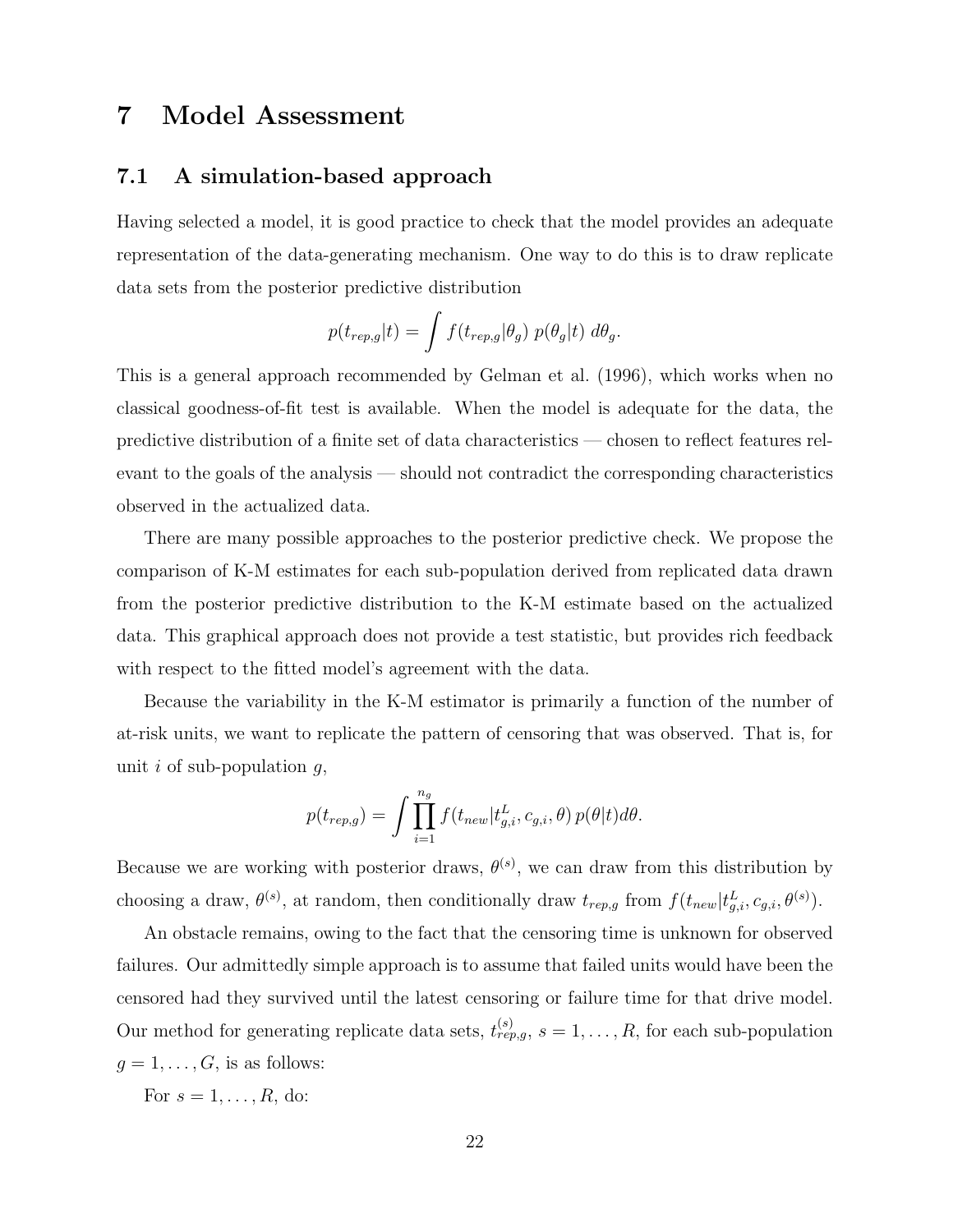# 7 Model Assessment

## 7.1 A simulation-based approach

Having selected a model, it is good practice to check that the model provides an adequate representation of the data-generating mechanism. One way to do this is to draw replicate data sets from the posterior predictive distribution

$$p(t_{rep,g}|t) = \int f(t_{rep,g}|\theta_g)\; p(\theta_g|t)\; d\theta_g.$$

This is a general approach recommended by Gelman et al. (1996), which works when no classical goodness-of-fit test is available. When the model is adequate for the data, the predictive distribution of a finite set of data characteristics — chosen to reflect features relevant to the goals of the analysis — should not contradict the corresponding characteristics observed in the actualized data.

There are many possible approaches to the posterior predictive check. We propose the comparison of K-M estimates for each sub-population derived from replicated data drawn from the posterior predictive distribution to the K-M estimate based on the actualized data. This graphical approach does not provide a test statistic, but provides rich feedback with respect to the fitted model's agreement with the data.

Because the variability in the K-M estimator is primarily a function of the number of at-risk units, we want to replicate the pattern of censoring that was observed. That is, for unit $i$ of sub-population $g$,

$$p(t_{rep,g}) = \int \prod_{i=1}^{n_g} f(t_{new}|t^L_{g,i}, c_{g,i}, \theta)\, p(\theta|t) d\theta.$$

Because we are working with posterior draws, $\theta^{(s)}$, we can draw from this distribution by choosing a draw, $\theta^{(s)}$, at random, then conditionally draw $t_{rep,g}$ from $f(t_{new}|t^L_{g,i}, c_{g,i}, \theta^{(s)})$.

An obstacle remains, owing to the fact that the censoring time is unknown for observed failures. Our admittedly simple approach is to assume that failed units would have been the censored had they survived until the latest censoring or failure time for that drive model. Our method for generating replicate data sets, $t^{(s)}_{rep,g}$, $s = 1, \ldots, R$, for each sub-population $g = 1, \ldots, G$, is as follows:

For $s = 1, \ldots, R$, do: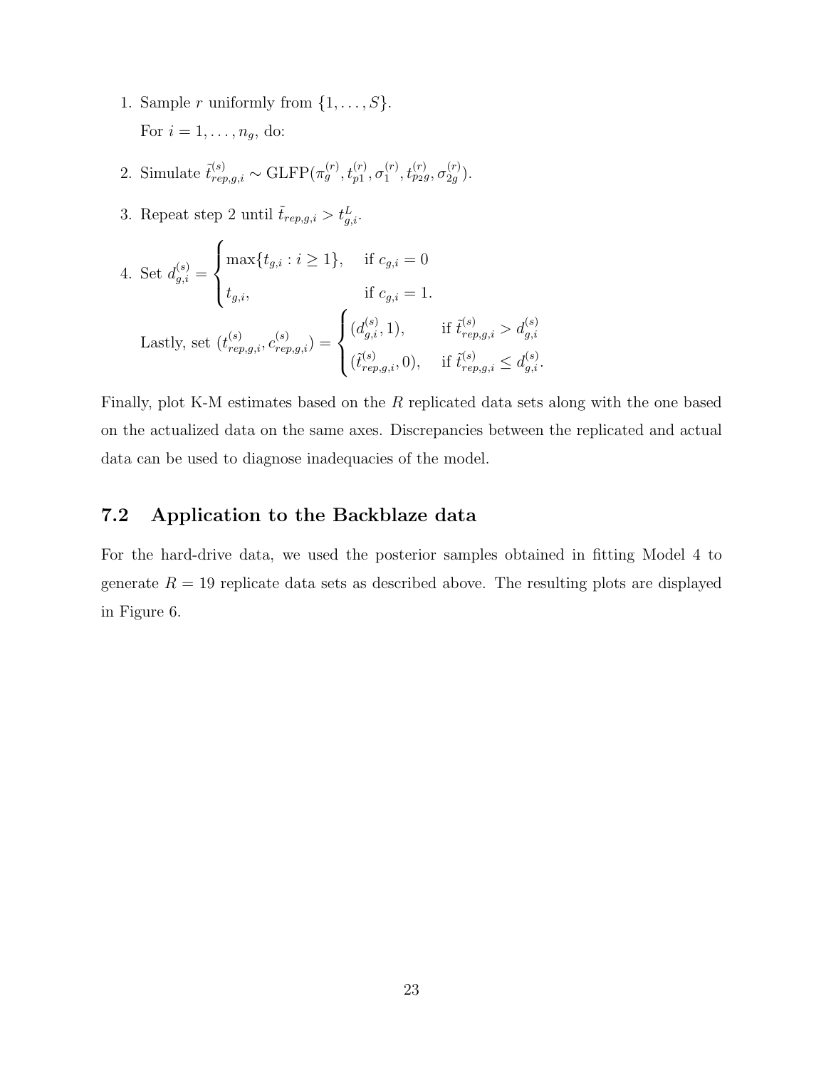1. Sample $r$ uniformly from $\{1, \ldots, S\}$.

   For $i = 1, \ldots, n_g$, do:

2. Simulate $\tilde{t}^{(s)}_{rep,g,i} \sim \text{GLFP}(\pi^{(r)}_g, t^{(r)}_{p1}, \sigma^{(r)}_1, t^{(r)}_{p2g}, \sigma^{(r)}_{2g})$.

3. Repeat step 2 until $\tilde{t}_{rep,g,i} > t^L_{g,i}$.

4. Set $d^{(s)}_{g,i} = \begin{cases} \max\{t_{g,i} : i \geq 1\}, & \text{if } c_{g,i} = 0 \\ t_{g,i}, & \text{if } c_{g,i} = 1. \end{cases}$

   Lastly, set $(t^{(s)}_{rep,g,i}, c^{(s)}_{rep,g,i}) = \begin{cases} (d^{(s)}_{g,i}, 1), & \text{if } \tilde{t}^{(s)}_{rep,g,i} > d^{(s)}_{g,i} \\ (\tilde{t}^{(s)}_{rep,g,i}, 0), & \text{if } \tilde{t}^{(s)}_{rep,g,i} \leq d^{(s)}_{g,i}. \end{cases}$

Finally, plot K-M estimates based on the $R$ replicated data sets along with the one based on the actualized data on the same axes. Discrepancies between the replicated and actual data can be used to diagnose inadequacies of the model.

## 7.2 Application to the Backblaze data

For the hard-drive data, we used the posterior samples obtained in fitting Model 4 to generate $R = 19$ replicate data sets as described above. The resulting plots are displayed in Figure 6.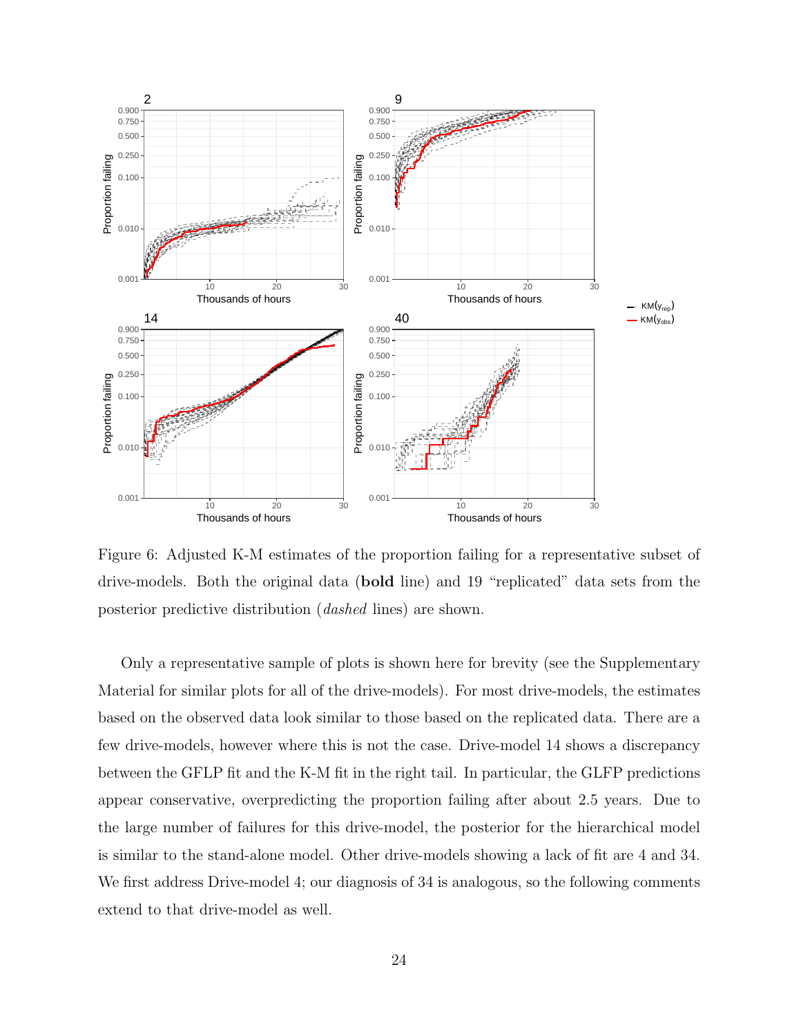Figure 6: Adjusted K-M estimates of the proportion failing for a representative subset of drive-models. Both the original data (**bold** line) and 19 “replicated” data sets from the posterior predictive distribution (*dashed* lines) are shown.

Only a representative sample of plots is shown here for brevity (see the Supplementary Material for similar plots for all of the drive-models). For most drive-models, the estimates based on the observed data look similar to those based on the replicated data. There are a few drive-models, however where this is not the case. Drive-model 14 shows a discrepancy between the GFLP fit and the K-M fit in the right tail. In particular, the GLFP predictions appear conservative, overpredicting the proportion failing after about 2.5 years. Due to the large number of failures for this drive-model, the posterior for the hierarchical model is similar to the stand-alone model. Other drive-models showing a lack of fit are 4 and 34. We first address Drive-model 4; our diagnosis of 34 is analogous, so the following comments extend to that drive-model as well.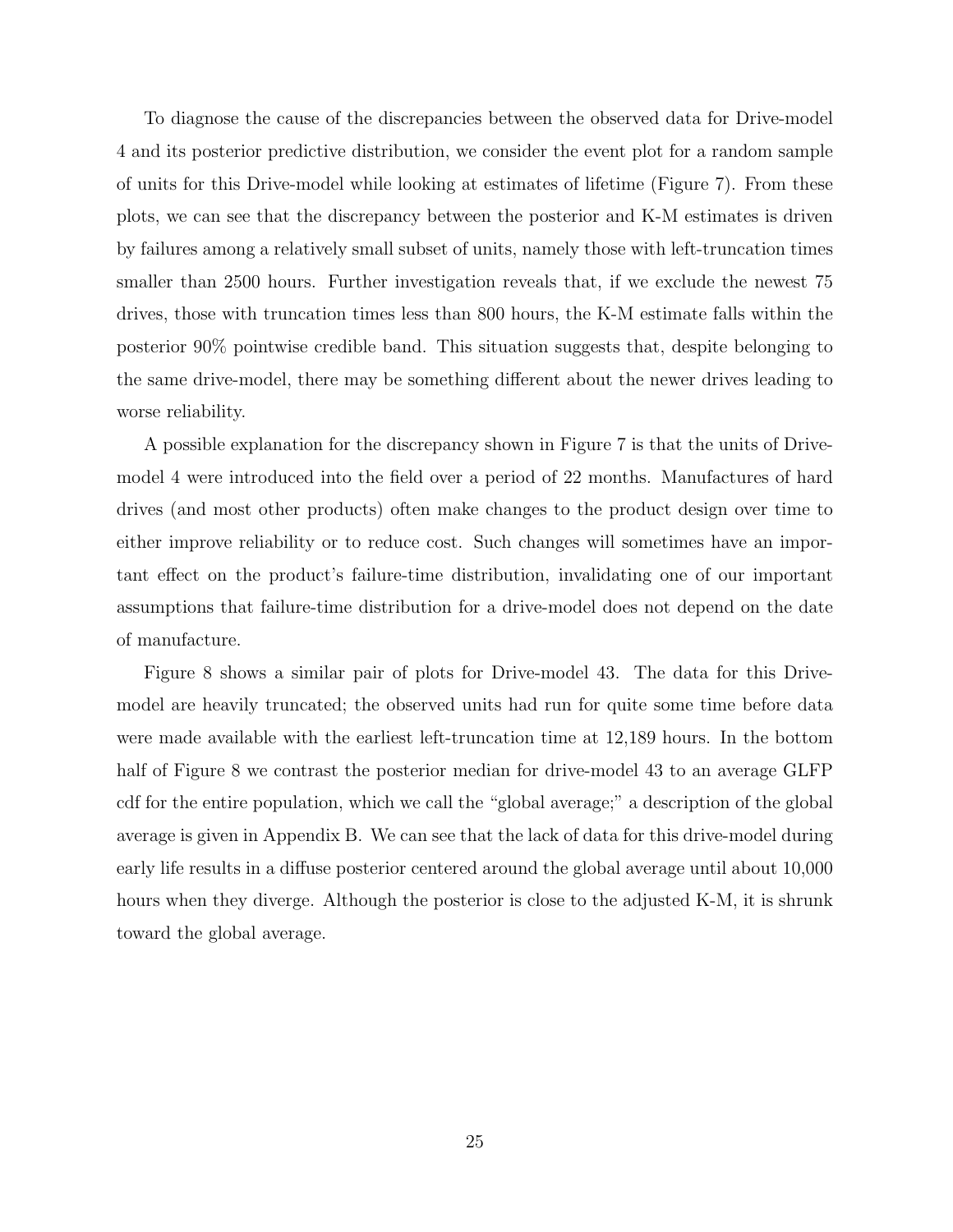To diagnose the cause of the discrepancies between the observed data for Drive-model 4 and its posterior predictive distribution, we consider the event plot for a random sample of units for this Drive-model while looking at estimates of lifetime (Figure 7). From these plots, we can see that the discrepancy between the posterior and K-M estimates is driven by failures among a relatively small subset of units, namely those with left-truncation times smaller than 2500 hours. Further investigation reveals that, if we exclude the newest 75 drives, those with truncation times less than 800 hours, the K-M estimate falls within the posterior 90% pointwise credible band. This situation suggests that, despite belonging to the same drive-model, there may be something different about the newer drives leading to worse reliability.

A possible explanation for the discrepancy shown in Figure 7 is that the units of Drive-model 4 were introduced into the field over a period of 22 months. Manufactures of hard drives (and most other products) often make changes to the product design over time to either improve reliability or to reduce cost. Such changes will sometimes have an important effect on the product's failure-time distribution, invalidating one of our important assumptions that failure-time distribution for a drive-model does not depend on the date of manufacture.

Figure 8 shows a similar pair of plots for Drive-model 43. The data for this Drive-model are heavily truncated; the observed units had run for quite some time before data were made available with the earliest left-truncation time at 12,189 hours. In the bottom half of Figure 8 we contrast the posterior median for drive-model 43 to an average GLFP cdf for the entire population, which we call the "global average;" a description of the global average is given in Appendix B. We can see that the lack of data for this drive-model during early life results in a diffuse posterior centered around the global average until about 10,000 hours when they diverge. Although the posterior is close to the adjusted K-M, it is shrunk toward the global average.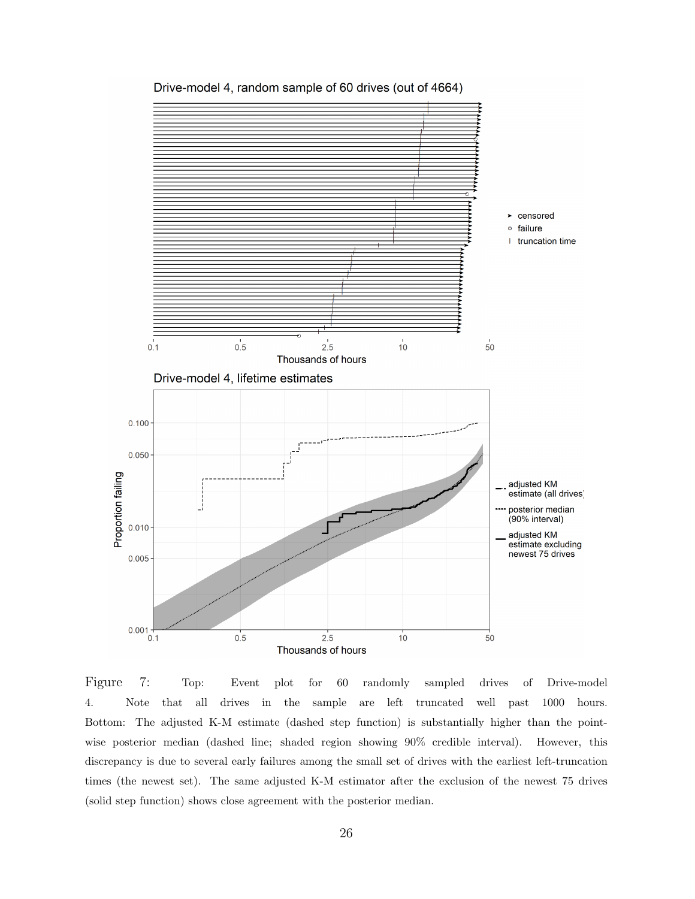Figure 7: Top: Event plot for 60 randomly sampled drives of Drive-model 4. Note that all drives in the sample are left truncated well past 1000 hours. Bottom: The adjusted K-M estimate (dashed step function) is substantially higher than the pointwise posterior median (dashed line; shaded region showing 90% credible interval). However, this discrepancy is due to several early failures among the small set of drives with the earliest left-truncation times (the newest set). The same adjusted K-M estimator after the exclusion of the newest 75 drives (solid step function) shows close agreement with the posterior median.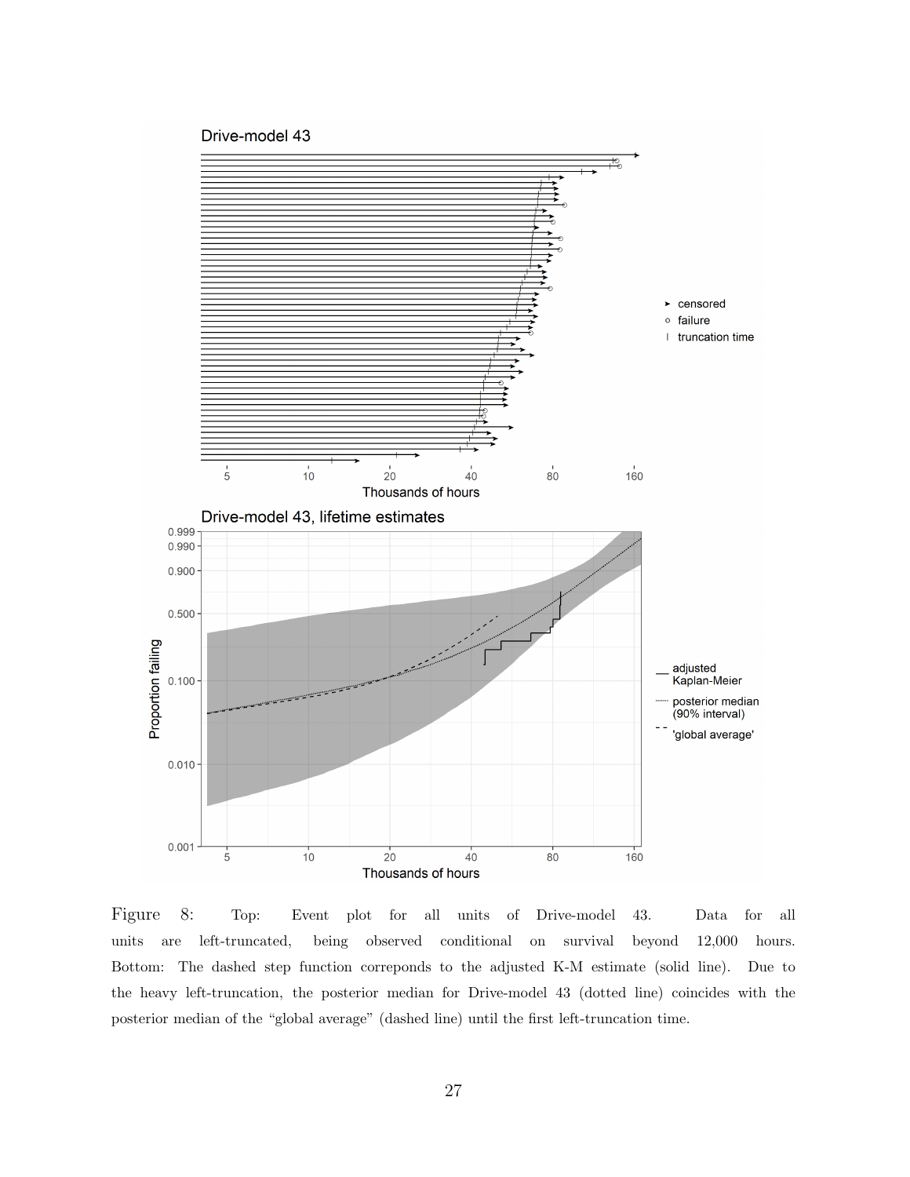Figure 8: Top: Event plot for all units of Drive-model 43. Data for all units are left-truncated, being observed conditional on survival beyond 12,000 hours. Bottom: The dashed step function correponds to the adjusted K-M estimate (solid line). Due to the heavy left-truncation, the posterior median for Drive-model 43 (dotted line) coincides with the posterior median of the "global average" (dashed line) until the first left-truncation time.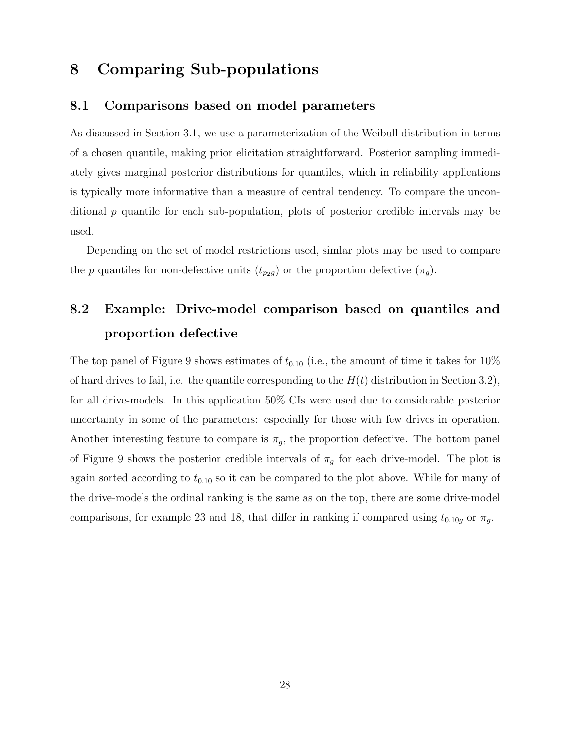# 8 Comparing Sub-populations

## 8.1 Comparisons based on model parameters

As discussed in Section 3.1, we use a parameterization of the Weibull distribution in terms of a chosen quantile, making prior elicitation straightforward. Posterior sampling immediately gives marginal posterior distributions for quantiles, which in reliability applications is typically more informative than a measure of central tendency. To compare the unconditional $p$ quantile for each sub-population, plots of posterior credible intervals may be used.

Depending on the set of model restrictions used, simlar plots may be used to compare the $p$ quantiles for non-defective units ($t_{p_2 g}$) or the proportion defective ($\pi_g$).

## 8.2 Example: Drive-model comparison based on quantiles and proportion defective

The top panel of Figure 9 shows estimates of $t_{0.10}$ (i.e., the amount of time it takes for 10% of hard drives to fail, i.e. the quantile corresponding to the $H(t)$ distribution in Section 3.2), for all drive-models. In this application 50% CIs were used due to considerable posterior uncertainty in some of the parameters: especially for those with few drives in operation. Another interesting feature to compare is $\pi_g$, the proportion defective. The bottom panel of Figure 9 shows the posterior credible intervals of $\pi_g$ for each drive-model. The plot is again sorted according to $t_{0.10}$ so it can be compared to the plot above. While for many of the drive-models the ordinal ranking is the same as on the top, there are some drive-model comparisons, for example 23 and 18, that differ in ranking if compared using $t_{0.10g}$ or $\pi_g$.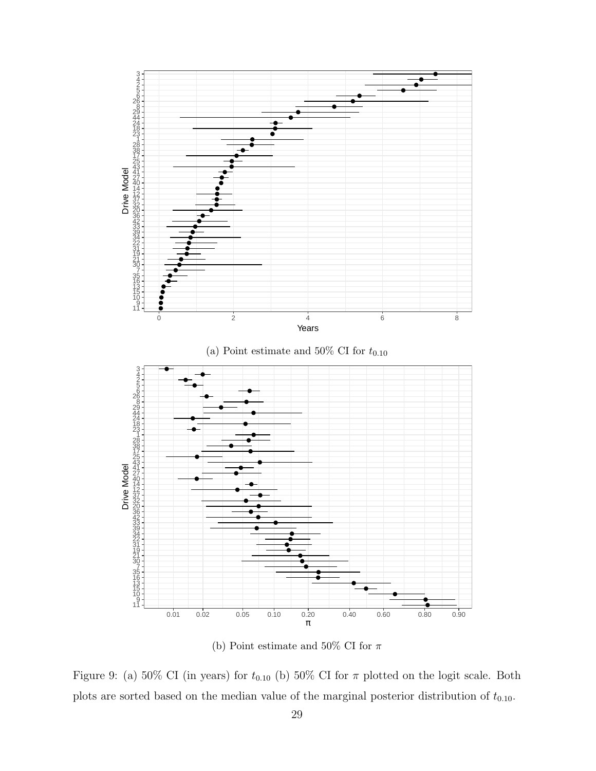(a) Point estimate and 50% CI for $t_{0.10}$

(b) Point estimate and 50% CI for $\pi$

Figure 9: (a) 50% CI (in years) for $t_{0.10}$ (b) 50% CI for $\pi$ plotted on the logit scale. Both plots are sorted based on the median value of the marginal posterior distribution of $t_{0.10}$.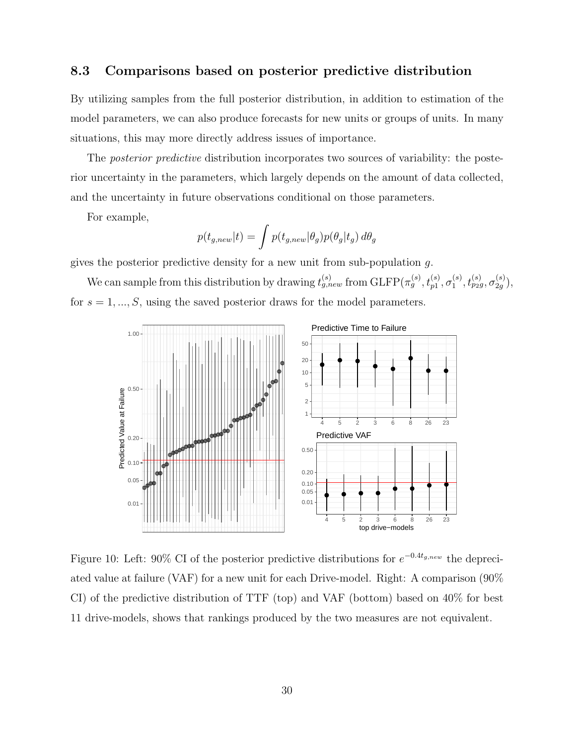## 8.3 Comparisons based on posterior predictive distribution

By utilizing samples from the full posterior distribution, in addition to estimation of the model parameters, we can also produce forecasts for new units or groups of units. In many situations, this may more directly address issues of importance.

The *posterior predictive* distribution incorporates two sources of variability: the posterior uncertainty in the parameters, which largely depends on the amount of data collected, and the uncertainty in future observations conditional on those parameters.

For example,

$$p(t_{g,new}|t) = \int p(t_{g,new}|\theta_g) p(\theta_g|t_g) \, d\theta_g$$

gives the posterior predictive density for a new unit from sub-population $g$.

We can sample from this distribution by drawing $t^{(s)}_{g,new}$ from $\text{GLFP}(\pi^{(s)}_g, t^{(s)}_{p1}, \sigma^{(s)}_1, t^{(s)}_{p2g}, \sigma^{(s)}_{2g})$, for $s = 1, ..., S$, using the saved posterior draws for the model parameters.

Figure 10: Left: 90% CI of the posterior predictive distributions for $e^{-0.4t_{g,new}}$ the depreciated value at failure (VAF) for a new unit for each Drive-model. Right: A comparison (90% CI) of the predictive distribution of TTF (top) and VAF (bottom) based on 40% for best 11 drive-models, shows that rankings produced by the two measures are not equivalent.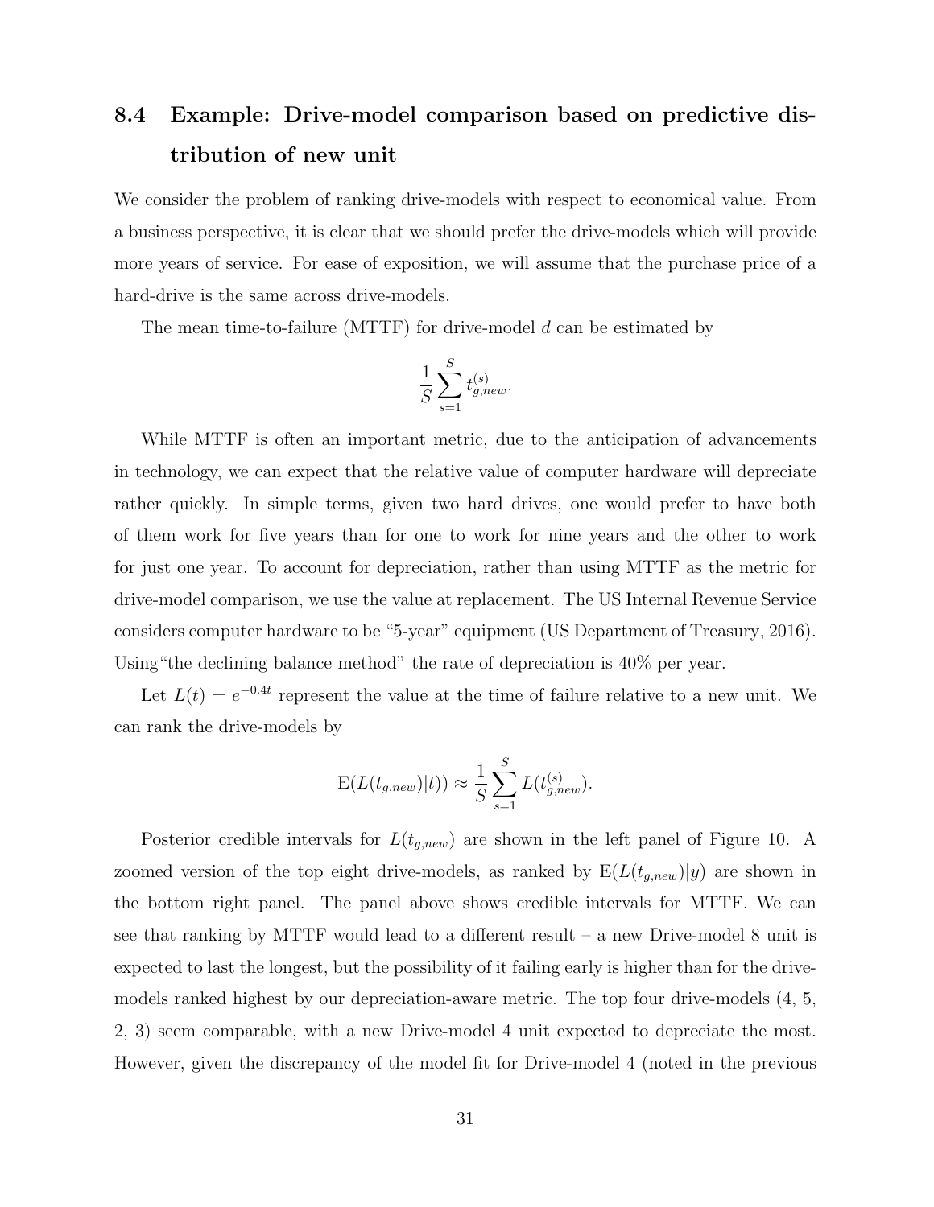## 8.4 Example: Drive-model comparison based on predictive distribution of new unit

We consider the problem of ranking drive-models with respect to economical value. From a business perspective, it is clear that we should prefer the drive-models which will provide more years of service. For ease of exposition, we will assume that the purchase price of a hard-drive is the same across drive-models.

The mean time-to-failure (MTTF) for drive-model $d$ can be estimated by

$$\frac{1}{S}\sum_{s=1}^{S} t_{g,new}^{(s)}.$$

While MTTF is often an important metric, due to the anticipation of advancements in technology, we can expect that the relative value of computer hardware will depreciate rather quickly. In simple terms, given two hard drives, one would prefer to have both of them work for five years than for one to work for nine years and the other to work for just one year. To account for depreciation, rather than using MTTF as the metric for drive-model comparison, we use the value at replacement. The US Internal Revenue Service considers computer hardware to be "5-year" equipment (US Department of Treasury, 2016). Using"the declining balance method" the rate of depreciation is 40% per year.

Let $L(t) = e^{-0.4t}$ represent the value at the time of failure relative to a new unit. We can rank the drive-models by

$$\mathrm{E}(L(t_{g,new})|t)) \approx \frac{1}{S}\sum_{s=1}^{S} L(t_{g,new}^{(s)}).$$

Posterior credible intervals for $L(t_{g,new})$ are shown in the left panel of Figure 10. A zoomed version of the top eight drive-models, as ranked by $\mathrm{E}(L(t_{g,new})|y)$ are shown in the bottom right panel. The panel above shows credible intervals for MTTF. We can see that ranking by MTTF would lead to a different result – a new Drive-model 8 unit is expected to last the longest, but the possibility of it failing early is higher than for the drive-models ranked highest by our depreciation-aware metric. The top four drive-models (4, 5, 2, 3) seem comparable, with a new Drive-model 4 unit expected to depreciate the most. However, given the discrepancy of the model fit for Drive-model 4 (noted in the previous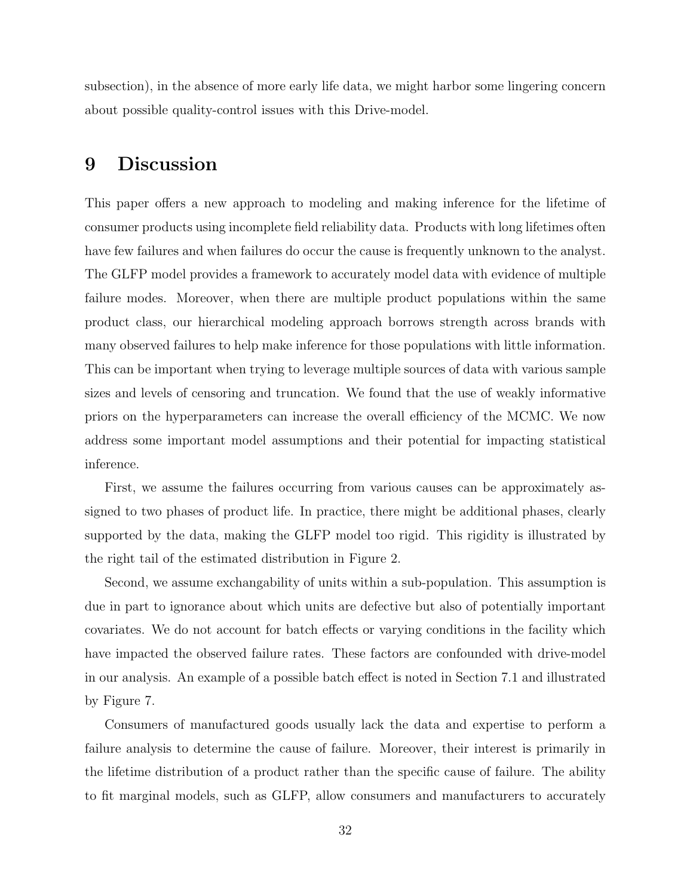subsection), in the absence of more early life data, we might harbor some lingering concern about possible quality-control issues with this Drive-model.

# 9 Discussion

This paper offers a new approach to modeling and making inference for the lifetime of consumer products using incomplete field reliability data. Products with long lifetimes often have few failures and when failures do occur the cause is frequently unknown to the analyst. The GLFP model provides a framework to accurately model data with evidence of multiple failure modes. Moreover, when there are multiple product populations within the same product class, our hierarchical modeling approach borrows strength across brands with many observed failures to help make inference for those populations with little information. This can be important when trying to leverage multiple sources of data with various sample sizes and levels of censoring and truncation. We found that the use of weakly informative priors on the hyperparameters can increase the overall efficiency of the MCMC. We now address some important model assumptions and their potential for impacting statistical inference.

First, we assume the failures occurring from various causes can be approximately assigned to two phases of product life. In practice, there might be additional phases, clearly supported by the data, making the GLFP model too rigid. This rigidity is illustrated by the right tail of the estimated distribution in Figure 2.

Second, we assume exchangability of units within a sub-population. This assumption is due in part to ignorance about which units are defective but also of potentially important covariates. We do not account for batch effects or varying conditions in the facility which have impacted the observed failure rates. These factors are confounded with drive-model in our analysis. An example of a possible batch effect is noted in Section 7.1 and illustrated by Figure 7.

Consumers of manufactured goods usually lack the data and expertise to perform a failure analysis to determine the cause of failure. Moreover, their interest is primarily in the lifetime distribution of a product rather than the specific cause of failure. The ability to fit marginal models, such as GLFP, allow consumers and manufacturers to accurately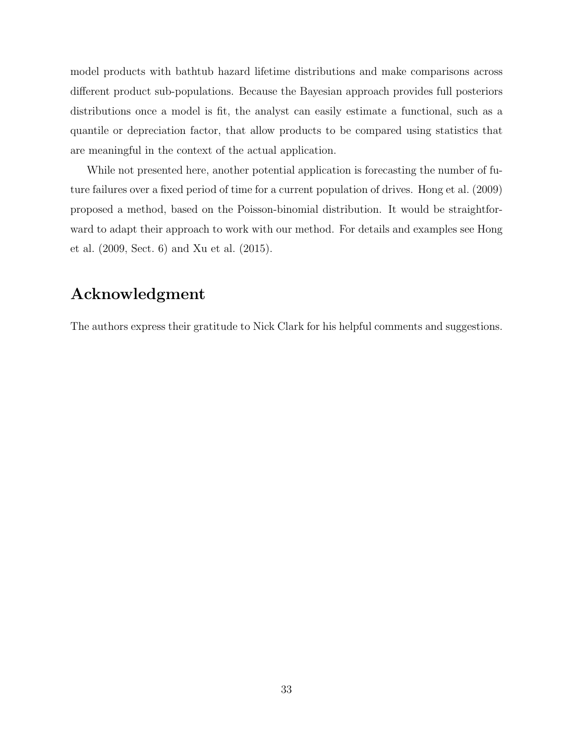model products with bathtub hazard lifetime distributions and make comparisons across different product sub-populations. Because the Bayesian approach provides full posteriors distributions once a model is fit, the analyst can easily estimate a functional, such as a quantile or depreciation factor, that allow products to be compared using statistics that are meaningful in the context of the actual application.

While not presented here, another potential application is forecasting the number of future failures over a fixed period of time for a current population of drives. Hong et al. (2009) proposed a method, based on the Poisson-binomial distribution. It would be straightforward to adapt their approach to work with our method. For details and examples see Hong et al. (2009, Sect. 6) and Xu et al. (2015).

## Acknowledgment

The authors express their gratitude to Nick Clark for his helpful comments and suggestions.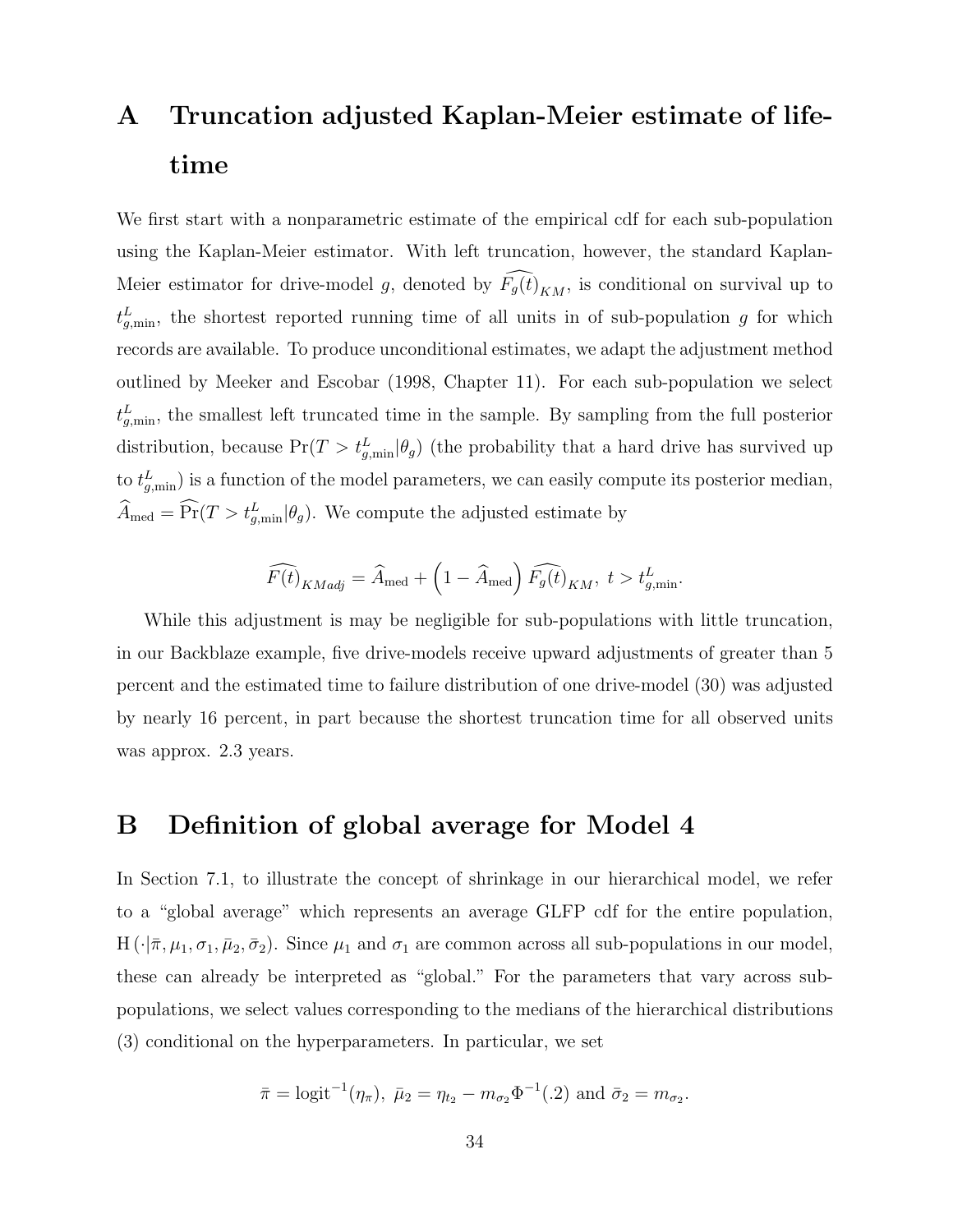# A Truncation adjusted Kaplan-Meier estimate of lifetime

We first start with a nonparametric estimate of the empirical cdf for each sub-population using the Kaplan-Meier estimator. With left truncation, however, the standard Kaplan-Meier estimator for drive-model $g$, denoted by $\widehat{F_g(t)}_{KM}$, is conditional on survival up to $t^L_{g,\min}$, the shortest reported running time of all units in of sub-population $g$ for which records are available. To produce unconditional estimates, we adapt the adjustment method outlined by Meeker and Escobar (1998, Chapter 11). For each sub-population we select $t^L_{g,\min}$, the smallest left truncated time in the sample. By sampling from the full posterior distribution, because $\Pr(T > t^L_{g,\min}|\theta_g)$ (the probability that a hard drive has survived up to $t^L_{g,\min}$) is a function of the model parameters, we can easily compute its posterior median, $\widehat{A}_{\text{med}} = \widehat{\Pr}(T > t^L_{g,\min}|\theta_g)$. We compute the adjusted estimate by

$$\widehat{F(t)}_{KMadj} = \widehat{A}_{\text{med}} + \left(1 - \widehat{A}_{\text{med}}\right)\widehat{F_g(t)}_{KM},\ t > t^L_{g,\min}.$$

While this adjustment is may be negligible for sub-populations with little truncation, in our Backblaze example, five drive-models receive upward adjustments of greater than 5 percent and the estimated time to failure distribution of one drive-model (30) was adjusted by nearly 16 percent, in part because the shortest truncation time for all observed units was approx. 2.3 years.

# B Definition of global average for Model 4

In Section 7.1, to illustrate the concept of shrinkage in our hierarchical model, we refer to a "global average" which represents an average GLFP cdf for the entire population, $\text{H}(\cdot|\bar{\pi}, \mu_1, \sigma_1, \bar{\mu}_2, \bar{\sigma}_2)$. Since $\mu_1$ and $\sigma_1$ are common across all sub-populations in our model, these can already be interpreted as "global." For the parameters that vary across sub-populations, we select values corresponding to the medians of the hierarchical distributions (3) conditional on the hyperparameters. In particular, we set

$$\bar{\pi} = \text{logit}^{-1}(\eta_\pi),\ \bar{\mu}_2 = \eta_{t_2} - m_{\sigma_2}\Phi^{-1}(.2) \text{ and } \bar{\sigma}_2 = m_{\sigma_2}.$$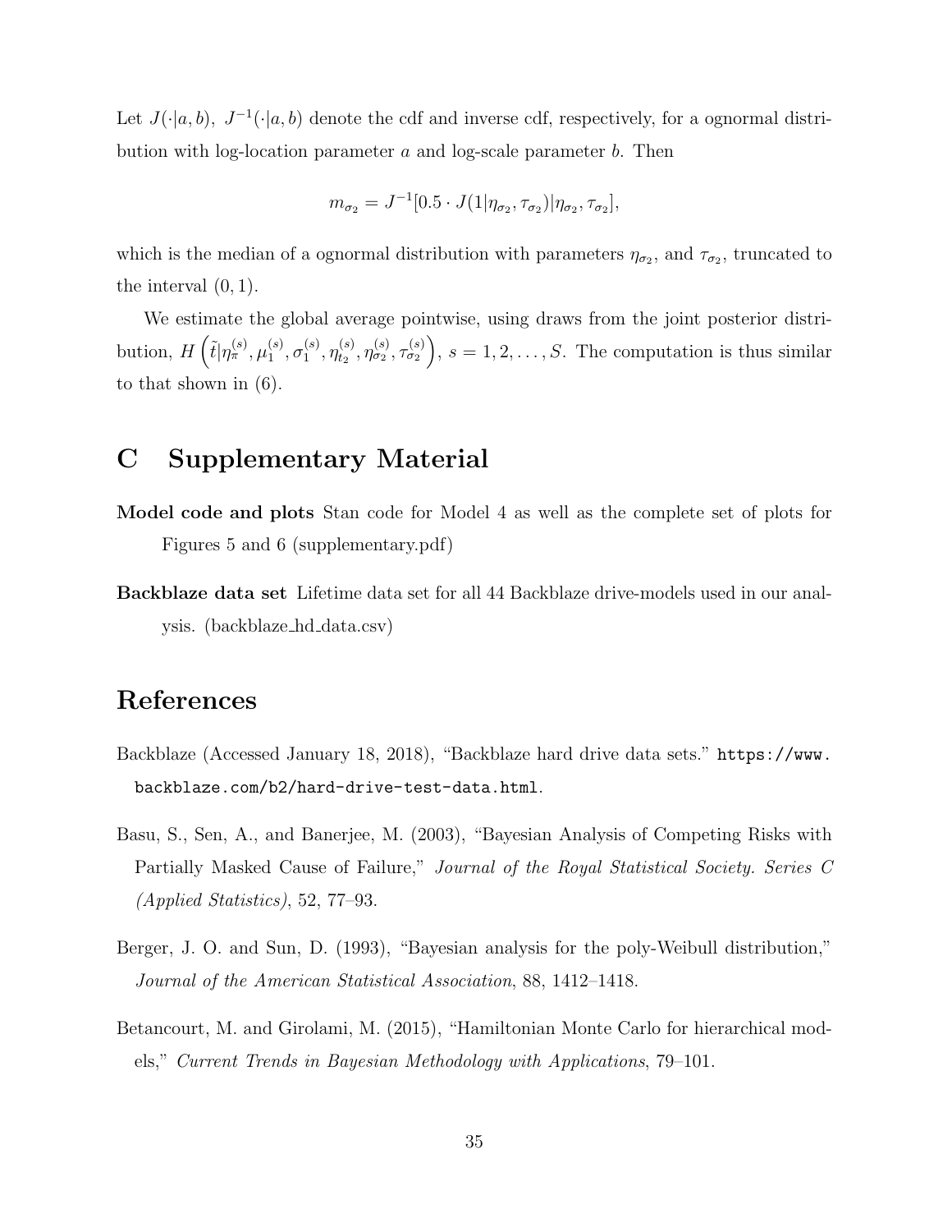Let $J(\cdot|a, b)$, $J^{-1}(\cdot|a, b)$ denote the cdf and inverse cdf, respectively, for a ognormal distribution with log-location parameter $a$ and log-scale parameter $b$. Then

$$m_{\sigma_2} = J^{-1}[0.5 \cdot J(1|\eta_{\sigma_2}, \tau_{\sigma_2})|\eta_{\sigma_2}, \tau_{\sigma_2}],$$

which is the median of a ognormal distribution with parameters $\eta_{\sigma_2}$, and $\tau_{\sigma_2}$, truncated to the interval $(0, 1)$.

We estimate the global average pointwise, using draws from the joint posterior distribution, $H\left(\tilde{t}|\eta_\pi^{(s)}, \mu_1^{(s)}, \sigma_1^{(s)}, \eta_{t_2}^{(s)}, \eta_{\sigma_2}^{(s)}, \tau_{\sigma_2}^{(s)}\right)$, $s = 1, 2, \ldots, S$. The computation is thus similar to that shown in (6).

# C Supplementary Material

**Model code and plots** Stan code for Model 4 as well as the complete set of plots for Figures 5 and 6 (supplementary.pdf)

**Backblaze data set** Lifetime data set for all 44 Backblaze drive-models used in our analysis. (backblaze_hd_data.csv)

# References

Backblaze (Accessed January 18, 2018), "Backblaze hard drive data sets." https://www.backblaze.com/b2/hard-drive-test-data.html.

Basu, S., Sen, A., and Banerjee, M. (2003), "Bayesian Analysis of Competing Risks with Partially Masked Cause of Failure," *Journal of the Royal Statistical Society. Series C (Applied Statistics)*, 52, 77–93.

Berger, J. O. and Sun, D. (1993), "Bayesian analysis for the poly-Weibull distribution," *Journal of the American Statistical Association*, 88, 1412–1418.

Betancourt, M. and Girolami, M. (2015), "Hamiltonian Monte Carlo for hierarchical models," *Current Trends in Bayesian Methodology with Applications*, 79–101.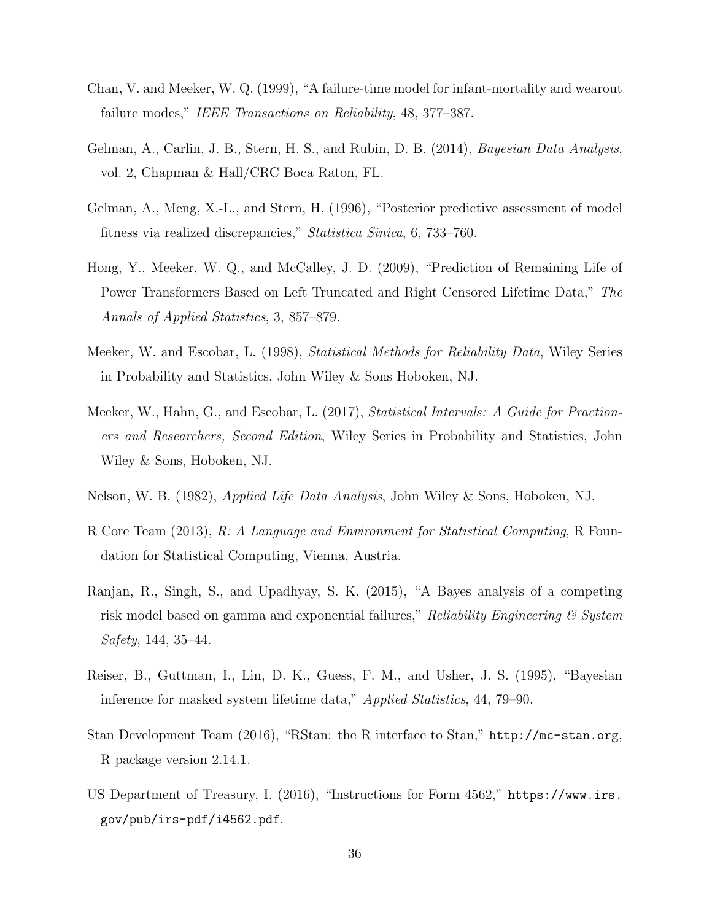Chan, V. and Meeker, W. Q. (1999), "A failure-time model for infant-mortality and wearout failure modes," *IEEE Transactions on Reliability*, 48, 377–387.

Gelman, A., Carlin, J. B., Stern, H. S., and Rubin, D. B. (2014), *Bayesian Data Analysis*, vol. 2, Chapman & Hall/CRC Boca Raton, FL.

Gelman, A., Meng, X.-L., and Stern, H. (1996), "Posterior predictive assessment of model fitness via realized discrepancies," *Statistica Sinica*, 6, 733–760.

Hong, Y., Meeker, W. Q., and McCalley, J. D. (2009), "Prediction of Remaining Life of Power Transformers Based on Left Truncated and Right Censored Lifetime Data," *The Annals of Applied Statistics*, 3, 857–879.

Meeker, W. and Escobar, L. (1998), *Statistical Methods for Reliability Data*, Wiley Series in Probability and Statistics, John Wiley & Sons Hoboken, NJ.

Meeker, W., Hahn, G., and Escobar, L. (2017), *Statistical Intervals: A Guide for Practioners and Researchers, Second Edition*, Wiley Series in Probability and Statistics, John Wiley & Sons, Hoboken, NJ.

Nelson, W. B. (1982), *Applied Life Data Analysis*, John Wiley & Sons, Hoboken, NJ.

R Core Team (2013), *R: A Language and Environment for Statistical Computing*, R Foundation for Statistical Computing, Vienna, Austria.

Ranjan, R., Singh, S., and Upadhyay, S. K. (2015), "A Bayes analysis of a competing risk model based on gamma and exponential failures," *Reliability Engineering & System Safety*, 144, 35–44.

Reiser, B., Guttman, I., Lin, D. K., Guess, F. M., and Usher, J. S. (1995), "Bayesian inference for masked system lifetime data," *Applied Statistics*, 44, 79–90.

Stan Development Team (2016), "RStan: the R interface to Stan," `http://mc-stan.org`, R package version 2.14.1.

US Department of Treasury, I. (2016), "Instructions for Form 4562," `https://www.irs.gov/pub/irs-pdf/i4562.pdf`.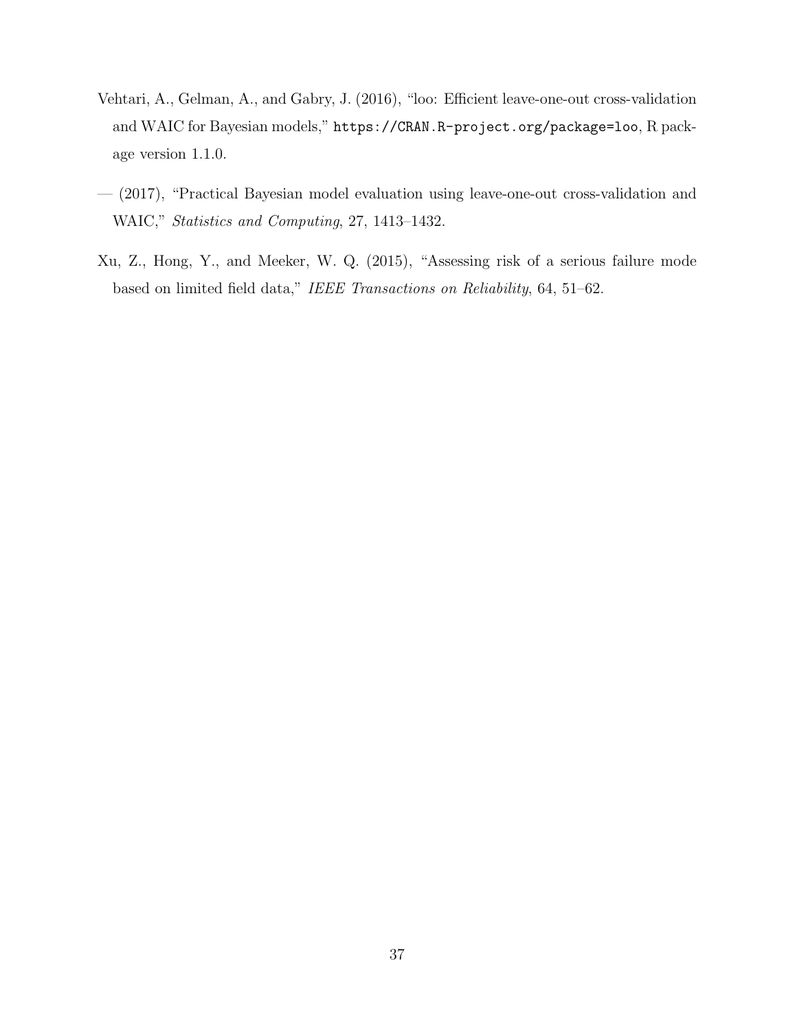Vehtari, A., Gelman, A., and Gabry, J. (2016), "loo: Efficient leave-one-out cross-validation and WAIC for Bayesian models," `https://CRAN.R-project.org/package=loo`, R package version 1.1.0.

— (2017), "Practical Bayesian model evaluation using leave-one-out cross-validation and WAIC," *Statistics and Computing*, 27, 1413–1432.

Xu, Z., Hong, Y., and Meeker, W. Q. (2015), "Assessing risk of a serious failure mode based on limited field data," *IEEE Transactions on Reliability*, 64, 51–62.